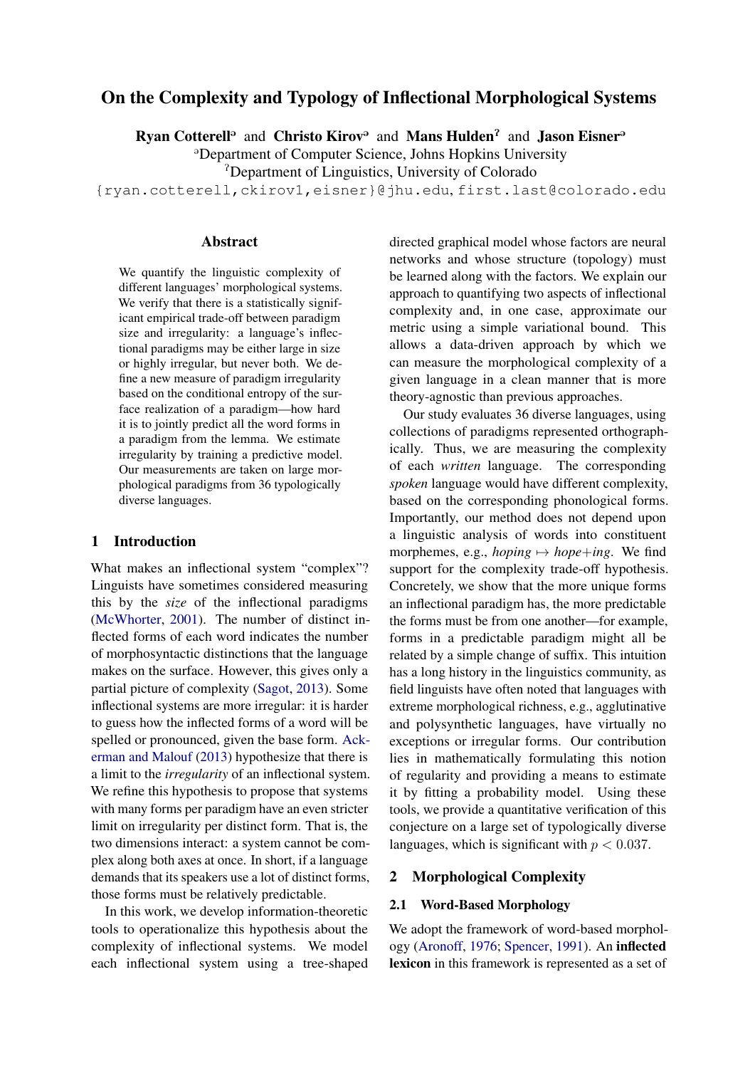# On the Complexity and Typology of Inflectional Morphological Systems

**Ryan Cotterell**[a] and **Christo Kirov**[a] and **Mans Hulden**[b] and **Jason Eisner**[a]

[a]Department of Computer Science, Johns Hopkins University

[b]Department of Linguistics, University of Colorado

{ryan.cotterell,ckirov1,eisner}@jhu.edu, first.last@colorado.edu

## Abstract

We quantify the linguistic complexity of different languages' morphological systems. We verify that there is a statistically significant empirical trade-off between paradigm size and irregularity: a language's inflectional paradigms may be either large in size or highly irregular, but never both. We define a new measure of paradigm irregularity based on the conditional entropy of the surface realization of a paradigm—how hard it is to jointly predict all the word forms in a paradigm from the lemma. We estimate irregularity by training a predictive model. Our measurements are taken on large morphological paradigms from 36 typologically diverse languages.

## 1 Introduction

What makes an inflectional system "complex"? Linguists have sometimes considered measuring this by the *size* of the inflectional paradigms (McWhorter, 2001). The number of distinct inflected forms of each word indicates the number of morphosyntactic distinctions that the language makes on the surface. However, this gives only a partial picture of complexity (Sagot, 2013). Some inflectional systems are more irregular: it is harder to guess how the inflected forms of a word will be spelled or pronounced, given the base form. Ackerman and Malouf (2013) hypothesize that there is a limit to the *irregularity* of an inflectional system. We refine this hypothesis to propose that systems with many forms per paradigm have an even stricter limit on irregularity per distinct form. That is, the two dimensions interact: a system cannot be complex along both axes at once. In short, if a language demands that its speakers use a lot of distinct forms, those forms must be relatively predictable.

In this work, we develop information-theoretic tools to operationalize this hypothesis about the complexity of inflectional systems. We model each inflectional system using a tree-shaped directed graphical model whose factors are neural networks and whose structure (topology) must be learned along with the factors. We explain our approach to quantifying two aspects of inflectional complexity and, in one case, approximate our metric using a simple variational bound. This allows a data-driven approach by which we can measure the morphological complexity of a given language in a clean manner that is more theory-agnostic than previous approaches.

Our study evaluates 36 diverse languages, using collections of paradigms represented orthographically. Thus, we are measuring the complexity of each *written* language. The corresponding *spoken* language would have different complexity, based on the corresponding phonological forms. Importantly, our method does not depend upon a linguistic analysis of words into constituent morphemes, e.g., *hoping* $\mapsto$ *hope+ing*. We find support for the complexity trade-off hypothesis. Concretely, we show that the more unique forms an inflectional paradigm has, the more predictable the forms must be from one another—for example, forms in a predictable paradigm might all be related by a simple change of suffix. This intuition has a long history in the linguistics community, as field linguists have often noted that languages with extreme morphological richness, e.g., agglutinative and polysynthetic languages, have virtually no exceptions or irregular forms. Our contribution lies in mathematically formulating this notion of regularity and providing a means to estimate it by fitting a probability model. Using these tools, we provide a quantitative verification of this conjecture on a large set of typologically diverse languages, which is significant with $p < 0.037$.

## 2 Morphological Complexity

### 2.1 Word-Based Morphology

We adopt the framework of word-based morphology (Aronoff, 1976; Spencer, 1991). An **inflected lexicon** in this framework is represented as a set of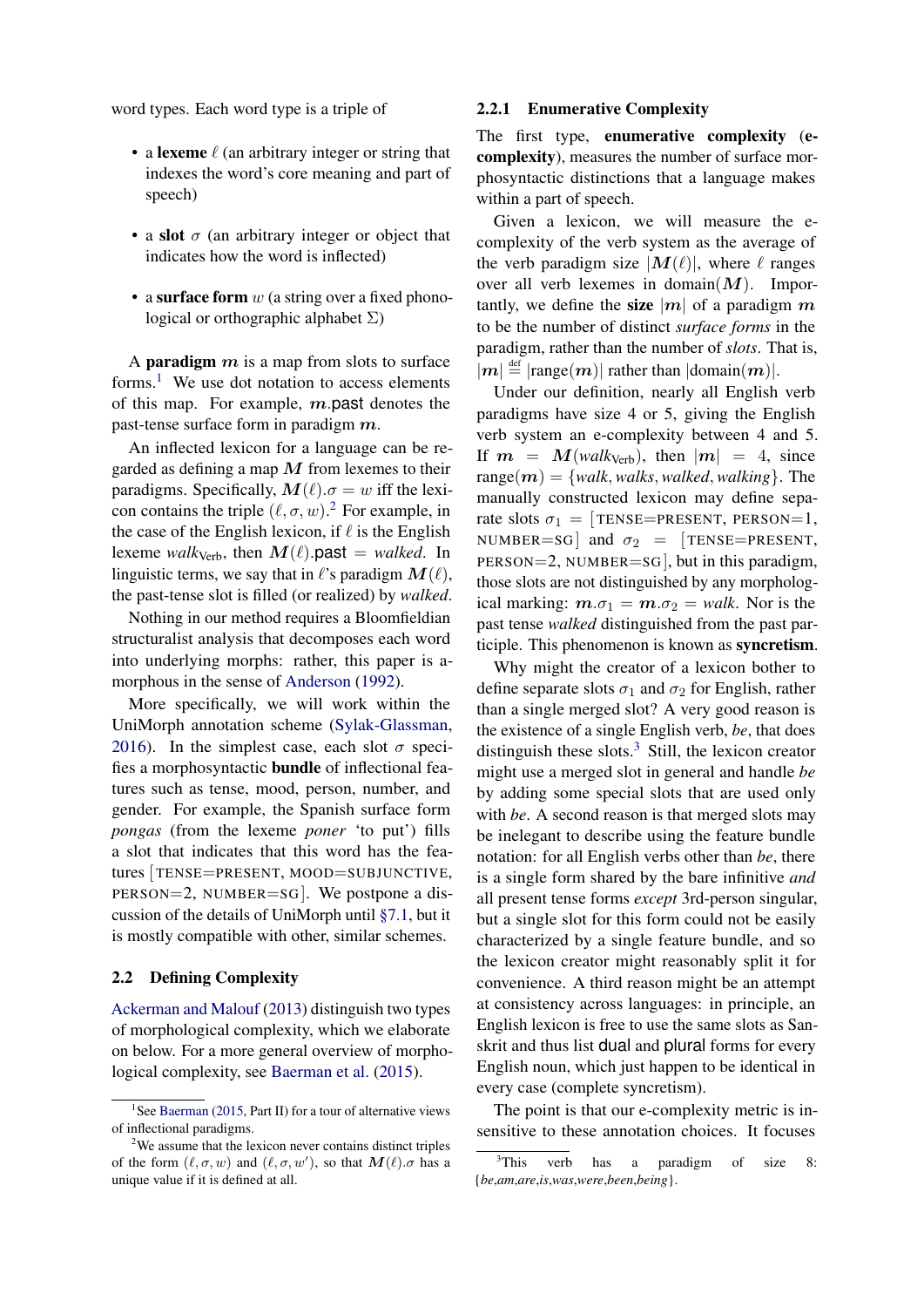word types. Each word type is a triple of

- a **lexeme** $\ell$ (an arbitrary integer or string that indexes the word's core meaning and part of speech)
- a **slot** $\sigma$ (an arbitrary integer or object that indicates how the word is inflected)
- a **surface form** $w$ (a string over a fixed phonological or orthographic alphabet $\Sigma$)

A **paradigm** $\boldsymbol{m}$ is a map from slots to surface forms.[1] We use dot notation to access elements of this map. For example, $\boldsymbol{m}.\mathsf{past}$ denotes the past-tense surface form in paradigm $\boldsymbol{m}$.

An inflected lexicon for a language can be regarded as defining a map $\boldsymbol{M}$ from lexemes to their paradigms. Specifically, $\boldsymbol{M}(\ell).\sigma = w$ iff the lexicon contains the triple $(\ell, \sigma, w)$.[2] For example, in the case of the English lexicon, if $\ell$ is the English lexeme $walk_{\text{Verb}}$, then $\boldsymbol{M}(\ell).\mathsf{past} = walked$. In linguistic terms, we say that in $\ell$'s paradigm $\boldsymbol{M}(\ell)$, the past-tense slot is filled (or realized) by *walked*.

Nothing in our method requires a Bloomfieldian structuralist analysis that decomposes each word into underlying morphs: rather, this paper is a-morphous in the sense of Anderson (1992).

More specifically, we will work within the UniMorph annotation scheme (Sylak-Glassman, 2016). In the simplest case, each slot $\sigma$ specifies a morphosyntactic **bundle** of inflectional features such as tense, mood, person, number, and gender. For example, the Spanish surface form *pongas* (from the lexeme *poner* 'to put') fills a slot that indicates that this word has the features [TENSE=PRESENT, MOOD=SUBJUNCTIVE, PERSON=2, NUMBER=SG]. We postpone a discussion of the details of UniMorph until §7.1, but it is mostly compatible with other, similar schemes.

## 2.2 Defining Complexity

Ackerman and Malouf (2013) distinguish two types of morphological complexity, which we elaborate on below. For a more general overview of morphological complexity, see Baerman et al. (2015).

### 2.2.1 Enumerative Complexity

The first type, **enumerative complexity** (**e-complexity**), measures the number of surface morphosyntactic distinctions that a language makes within a part of speech.

Given a lexicon, we will measure the e-complexity of the verb system as the average of the verb paradigm size $|\boldsymbol{M}(\ell)|$, where $\ell$ ranges over all verb lexemes in domain($\boldsymbol{M}$). Importantly, we define the **size** $|\boldsymbol{m}|$ of a paradigm $\boldsymbol{m}$ to be the number of distinct *surface forms* in the paradigm, rather than the number of *slots*. That is, $|\boldsymbol{m}| \stackrel{\text{def}}{=} |\text{range}(\boldsymbol{m})|$ rather than $|\text{domain}(\boldsymbol{m})|$.

Under our definition, nearly all English verb paradigms have size 4 or 5, giving the English verb system an e-complexity between 4 and 5. If $\boldsymbol{m} = \boldsymbol{M}(walk_{\text{Verb}})$, then $|\boldsymbol{m}| = 4$, since range($\boldsymbol{m}$) = {*walk*, *walks*, *walked*, *walking*}. The manually constructed lexicon may define separate slots $\sigma_1$ = [TENSE=PRESENT, PERSON=1, NUMBER=SG] and $\sigma_2$ = [TENSE=PRESENT, PERSON=2, NUMBER=SG], but in this paradigm, those slots are not distinguished by any morphological marking: $\boldsymbol{m}.\sigma_1 = \boldsymbol{m}.\sigma_2 = walk$. Nor is the past tense *walked* distinguished from the past participle. This phenomenon is known as **syncretism**.

Why might the creator of a lexicon bother to define separate slots $\sigma_1$ and $\sigma_2$ for English, rather than a single merged slot? A very good reason is the existence of a single English verb, *be*, that does distinguish these slots.[3] Still, the lexicon creator might use a merged slot in general and handle *be* by adding some special slots that are used only with *be*. A second reason is that merged slots may be inelegant to describe using the feature bundle notation: for all English verbs other than *be*, there is a single form shared by the bare infinitive *and* all present tense forms *except* 3rd-person singular, but a single slot for this form could not be easily characterized by a single feature bundle, and so the lexicon creator might reasonably split it for convenience. A third reason might be an attempt at consistency across languages: in principle, an English lexicon is free to use the same slots as Sanskrit and thus list dual and plural forms for every English noun, which just happen to be identical in every case (complete syncretism).

The point is that our e-complexity metric is insensitive to these annotation choices. It focuses

---

[1] See Baerman (2015, Part II) for a tour of alternative views of inflectional paradigms.

[2] We assume that the lexicon never contains distinct triples of the form $(\ell, \sigma, w)$ and $(\ell, \sigma, w')$, so that $\boldsymbol{M}(\ell).\sigma$ has a unique value if it is defined at all.

[3] This verb has a paradigm of size 8: {*be*,*am*,*are*,*is*,*was*,*were*,*been*,*being*}.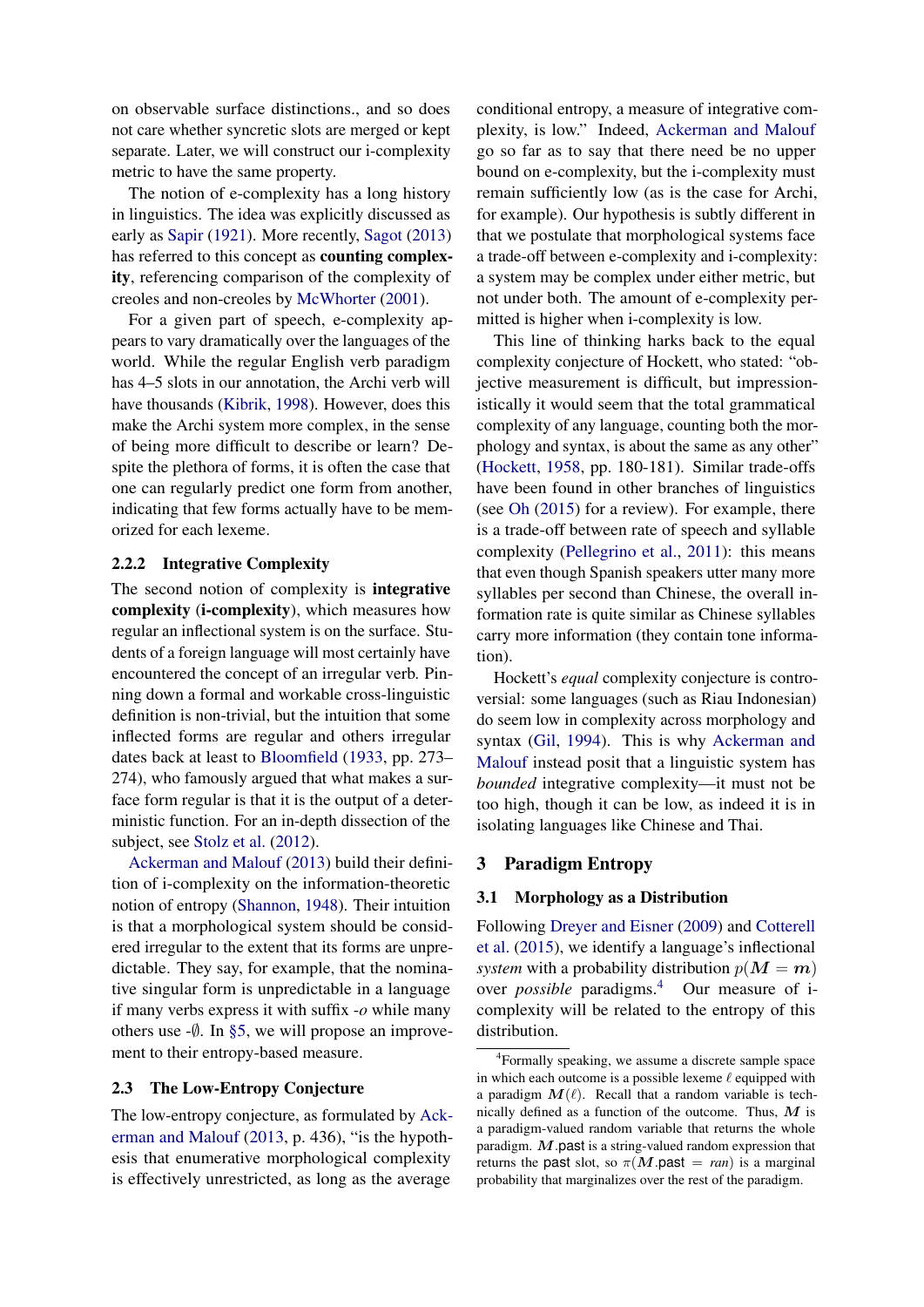on observable surface distinctions., and so does not care whether syncretic slots are merged or kept separate. Later, we will construct our i-complexity metric to have the same property.

The notion of e-complexity has a long history in linguistics. The idea was explicitly discussed as early as Sapir (1921). More recently, Sagot (2013) has referred to this concept as **counting complexity**, referencing comparison of the complexity of creoles and non-creoles by McWhorter (2001).

For a given part of speech, e-complexity appears to vary dramatically over the languages of the world. While the regular English verb paradigm has 4–5 slots in our annotation, the Archi verb will have thousands (Kibrik, 1998). However, does this make the Archi system more complex, in the sense of being more difficult to describe or learn? Despite the plethora of forms, it is often the case that one can regularly predict one form from another, indicating that few forms actually have to be memorized for each lexeme.

#### 2.2.2 Integrative Complexity

The second notion of complexity is **integrative complexity** (**i-complexity**), which measures how regular an inflectional system is on the surface. Students of a foreign language will most certainly have encountered the concept of an irregular verb. Pinning down a formal and workable cross-linguistic definition is non-trivial, but the intuition that some inflected forms are regular and others irregular dates back at least to Bloomfield (1933, pp. 273–274), who famously argued that what makes a surface form regular is that it is the output of a deterministic function. For an in-depth dissection of the subject, see Stolz et al. (2012).

Ackerman and Malouf (2013) build their definition of i-complexity on the information-theoretic notion of entropy (Shannon, 1948). Their intuition is that a morphological system should be considered irregular to the extent that its forms are unpredictable. They say, for example, that the nominative singular form is unpredictable in a language if many verbs express it with suffix *-o* while many others use -∅. In §5, we will propose an improvement to their entropy-based measure.

### 2.3 The Low-Entropy Conjecture

The low-entropy conjecture, as formulated by Ackerman and Malouf (2013, p. 436), "is the hypothesis that enumerative morphological complexity is effectively unrestricted, as long as the average conditional entropy, a measure of integrative complexity, is low." Indeed, Ackerman and Malouf go so far as to say that there need be no upper bound on e-complexity, but the i-complexity must remain sufficiently low (as is the case for Archi, for example). Our hypothesis is subtly different in that we postulate that morphological systems face a trade-off between e-complexity and i-complexity: a system may be complex under either metric, but not under both. The amount of e-complexity permitted is higher when i-complexity is low.

This line of thinking harks back to the equal complexity conjecture of Hockett, who stated: "objective measurement is difficult, but impressionistically it would seem that the total grammatical complexity of any language, counting both the morphology and syntax, is about the same as any other" (Hockett, 1958, pp. 180-181). Similar trade-offs have been found in other branches of linguistics (see Oh (2015) for a review). For example, there is a trade-off between rate of speech and syllable complexity (Pellegrino et al., 2011): this means that even though Spanish speakers utter many more syllables per second than Chinese, the overall information rate is quite similar as Chinese syllables carry more information (they contain tone information).

Hockett's *equal* complexity conjecture is controversial: some languages (such as Riau Indonesian) do seem low in complexity across morphology and syntax (Gil, 1994). This is why Ackerman and Malouf instead posit that a linguistic system has *bounded* integrative complexity—it must not be too high, though it can be low, as indeed it is in isolating languages like Chinese and Thai.

## 3 Paradigm Entropy

### 3.1 Morphology as a Distribution

Following Dreyer and Eisner (2009) and Cotterell et al. (2015), we identify a language's inflectional *system* with a probability distribution $p(\boldsymbol{M} = \boldsymbol{m})$ over *possible* paradigms.[4] Our measure of i-complexity will be related to the entropy of this distribution.

[4] Formally speaking, we assume a discrete sample space in which each outcome is a possible lexeme $\ell$ equipped with a paradigm $\boldsymbol{M}(\ell)$. Recall that a random variable is technically defined as a function of the outcome. Thus, $\boldsymbol{M}$ is a paradigm-valued random variable that returns the whole paradigm. $\boldsymbol{M}.\textsf{past}$ is a string-valued random expression that returns the past slot, so $\pi(\boldsymbol{M}.\textsf{past} = \textit{ran})$ is a marginal probability that marginalizes over the rest of the paradigm.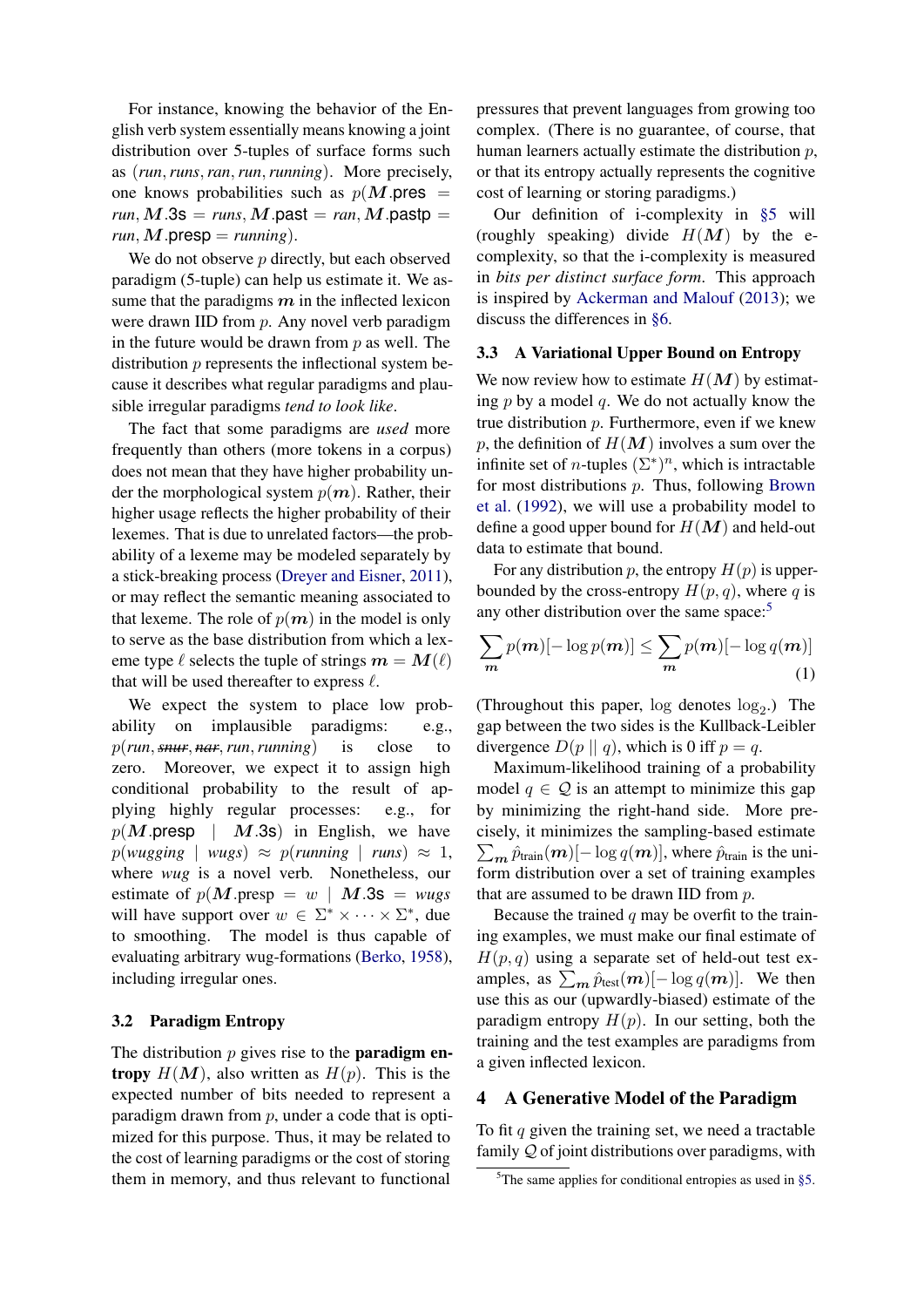For instance, knowing the behavior of the English verb system essentially means knowing a joint distribution over 5-tuples of surface forms such as (*run*, *runs*, *ran*, *run*, *running*). More precisely, one knows probabilities such as $p(\boldsymbol{M}.\mathsf{pres} = \textit{run}, \boldsymbol{M}.\mathsf{3s} = \textit{runs}, \boldsymbol{M}.\mathsf{past} = \textit{ran}, \boldsymbol{M}.\mathsf{pastp} = \textit{run}, \boldsymbol{M}.\mathsf{presp} = \textit{running})$.

We do not observe $p$ directly, but each observed paradigm (5-tuple) can help us estimate it. We assume that the paradigms $\boldsymbol{m}$ in the inflected lexicon were drawn IID from $p$. Any novel verb paradigm in the future would be drawn from $p$ as well. The distribution $p$ represents the inflectional system because it describes what regular paradigms and plausible irregular paradigms *tend to look like*.

The fact that some paradigms are *used* more frequently than others (more tokens in a corpus) does not mean that they have higher probability under the morphological system $p(\boldsymbol{m})$. Rather, their higher usage reflects the higher probability of their lexemes. That is due to unrelated factors—the probability of a lexeme may be modeled separately by a stick-breaking process (Dreyer and Eisner, 2011), or may reflect the semantic meaning associated to that lexeme. The role of $p(\boldsymbol{m})$ in the model is only to serve as the base distribution from which a lexeme type $\ell$ selects the tuple of strings $\boldsymbol{m} = \boldsymbol{M}(\ell)$ that will be used thereafter to express $\ell$.

We expect the system to place low probability on implausible paradigms: e.g., $p(\textit{run}, \textit{~~snur~~}, \textit{~~nar~~}, \textit{run}, \textit{running})$ is close to zero. Moreover, we expect it to assign high conditional probability to the result of applying highly regular processes: e.g., for $p(\boldsymbol{M}.\mathsf{presp} \mid \boldsymbol{M}.\mathsf{3s})$ in English, we have $p(\textit{wugging} \mid \textit{wugs}) \approx p(\textit{running} \mid \textit{runs}) \approx 1$, where *wug* is a novel verb. Nonetheless, our estimate of $p(\boldsymbol{M}.\mathsf{presp} = w \mid \boldsymbol{M}.\mathsf{3s} = \textit{wugs}$ will have support over $w \in \Sigma^* \times \cdots \times \Sigma^*$, due to smoothing. The model is thus capable of evaluating arbitrary wug-formations (Berko, 1958), including irregular ones.

### 3.2 Paradigm Entropy

The distribution $p$ gives rise to the **paradigm entropy** $H(\boldsymbol{M})$, also written as $H(p)$. This is the expected number of bits needed to represent a paradigm drawn from $p$, under a code that is optimized for this purpose. Thus, it may be related to the cost of learning paradigms or the cost of storing them in memory, and thus relevant to functional pressures that prevent languages from growing too complex. (There is no guarantee, of course, that human learners actually estimate the distribution $p$, or that its entropy actually represents the cognitive cost of learning or storing paradigms.)

Our definition of i-complexity in §5 will (roughly speaking) divide $H(\boldsymbol{M})$ by the e-complexity, so that the i-complexity is measured in *bits per distinct surface form*. This approach is inspired by Ackerman and Malouf (2013); we discuss the differences in §6.

### 3.3 A Variational Upper Bound on Entropy

We now review how to estimate $H(\boldsymbol{M})$ by estimating $p$ by a model $q$. We do not actually know the true distribution $p$. Furthermore, even if we knew $p$, the definition of $H(\boldsymbol{M})$ involves a sum over the infinite set of $n$-tuples $(\Sigma^*)^n$, which is intractable for most distributions $p$. Thus, following Brown et al. (1992), we will use a probability model to define a good upper bound for $H(\boldsymbol{M})$ and held-out data to estimate that bound.

For any distribution $p$, the entropy $H(p)$ is upper-bounded by the cross-entropy $H(p, q)$, where $q$ is any other distribution over the same space:[5]

$$\sum_{\boldsymbol{m}} p(\boldsymbol{m})[-\log p(\boldsymbol{m})] \leq \sum_{\boldsymbol{m}} p(\boldsymbol{m})[-\log q(\boldsymbol{m})] \quad (1)$$

(Throughout this paper, $\log$ denotes $\log_2$.) The gap between the two sides is the Kullback-Leibler divergence $D(p \mid\mid q)$, which is 0 iff $p = q$.

Maximum-likelihood training of a probability model $q \in \mathcal{Q}$ is an attempt to minimize this gap by minimizing the right-hand side. More precisely, it minimizes the sampling-based estimate $\sum_{\boldsymbol{m}} \hat{p}_{\text{train}}(\boldsymbol{m})[-\log q(\boldsymbol{m})]$, where $\hat{p}_{\text{train}}$ is the uniform distribution over a set of training examples that are assumed to be drawn IID from $p$.

Because the trained $q$ may be overfit to the training examples, we must make our final estimate of $H(p, q)$ using a separate set of held-out test examples, as $\sum_{\boldsymbol{m}} \hat{p}_{\text{test}}(\boldsymbol{m})[-\log q(\boldsymbol{m})]$. We then use this as our (upwardly-biased) estimate of the paradigm entropy $H(p)$. In our setting, both the training and the test examples are paradigms from a given inflected lexicon.

## 4 A Generative Model of the Paradigm

To fit $q$ given the training set, we need a tractable family $\mathcal{Q}$ of joint distributions over paradigms, with

[5]The same applies for conditional entropies as used in §5.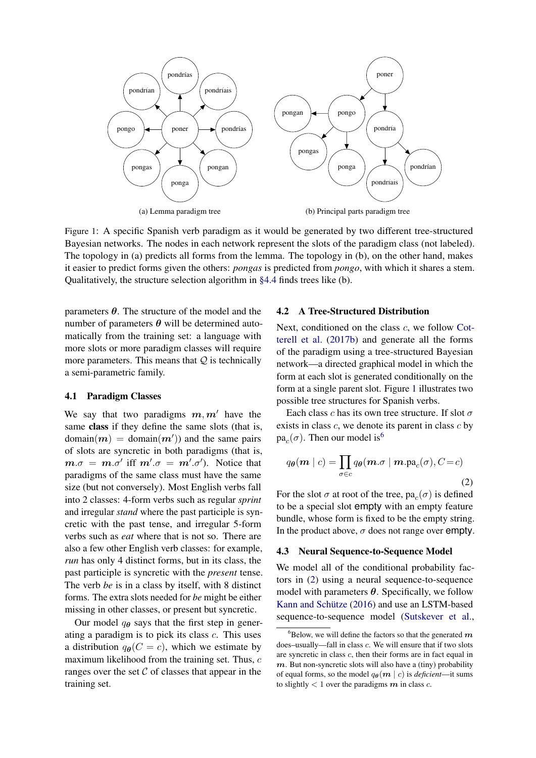(a) Lemma paradigm tree

(b) Principal parts paradigm tree

Figure 1: A specific Spanish verb paradigm as it would be generated by two different tree-structured Bayesian networks. The nodes in each network represent the slots of the paradigm class (not labeled). The topology in (a) predicts all forms from the lemma. The topology in (b), on the other hand, makes it easier to predict forms given the others: *pongas* is predicted from *pongo*, with which it shares a stem. Qualitatively, the structure selection algorithm in §4.4 finds trees like (b).

parameters $\boldsymbol{\theta}$. The structure of the model and the number of parameters $\boldsymbol{\theta}$ will be determined automatically from the training set: a language with more slots or more paradigm classes will require more parameters. This means that $\mathcal{Q}$ is technically a semi-parametric family.

### 4.1 Paradigm Classes

We say that two paradigms $\boldsymbol{m}, \boldsymbol{m}'$ have the same **class** if they define the same slots (that is, $\text{domain}(\boldsymbol{m}) = \text{domain}(\boldsymbol{m}')$) and the same pairs of slots are syncretic in both paradigms (that is, $\boldsymbol{m}.\sigma = \boldsymbol{m}.\sigma'$ iff $\boldsymbol{m}'.\sigma = \boldsymbol{m}'.\sigma'$). Notice that paradigms of the same class must have the same size (but not conversely). Most English verbs fall into 2 classes: 4-form verbs such as regular *sprint* and irregular *stand* where the past participle is syncretic with the past tense, and irregular 5-form verbs such as *eat* where that is not so. There are also a few other English verb classes: for example, *run* has only 4 distinct forms, but in its class, the past participle is syncretic with the *present* tense. The verb *be* is in a class by itself, with 8 distinct forms. The extra slots needed for *be* might be either missing in other classes, or present but syncretic.

Our model $q_{\boldsymbol{\theta}}$ says that the first step in generating a paradigm is to pick its class $c$. This uses a distribution $q_{\boldsymbol{\theta}}(C = c)$, which we estimate by maximum likelihood from the training set. Thus, $c$ ranges over the set $\mathcal{C}$ of classes that appear in the training set.

### 4.2 A Tree-Structured Distribution

Next, conditioned on the class $c$, we follow Cotterell et al. (2017b) and generate all the forms of the paradigm using a tree-structured Bayesian network—a directed graphical model in which the form at each slot is generated conditionally on the form at a single parent slot. Figure 1 illustrates two possible tree structures for Spanish verbs.

Each class $c$ has its own tree structure. If slot $\sigma$ exists in class $c$, we denote its parent in class $c$ by $\text{pa}_c(\sigma)$. Then our model is[6]

$$q_{\boldsymbol{\theta}}(\boldsymbol{m} \mid c) = \prod_{\sigma \in c} q_{\boldsymbol{\theta}}(\boldsymbol{m}.\sigma \mid \boldsymbol{m}.\text{pa}_c(\sigma), C = c) \tag{2}$$

For the slot $\sigma$ at root of the tree, $\text{pa}_c(\sigma)$ is defined to be a special slot empty with an empty feature bundle, whose form is fixed to be the empty string. In the product above, $\sigma$ does not range over empty.

### 4.3 Neural Sequence-to-Sequence Model

We model all of the conditional probability factors in (2) using a neural sequence-to-sequence model with parameters $\boldsymbol{\theta}$. Specifically, we follow Kann and Schütze (2016) and use an LSTM-based sequence-to-sequence model (Sutskever et al.,

[6]Below, we will define the factors so that the generated $\boldsymbol{m}$ does—usually—fall in class $c$. We will ensure that if two slots are syncretic in class $c$, then their forms are in fact equal in $\boldsymbol{m}$. But non-syncretic slots will also have a (tiny) probability of equal forms, so the model $q_{\boldsymbol{\theta}}(\boldsymbol{m} \mid c)$ is *deficient*—it sums to slightly $< 1$ over the paradigms $\boldsymbol{m}$ in class $c$.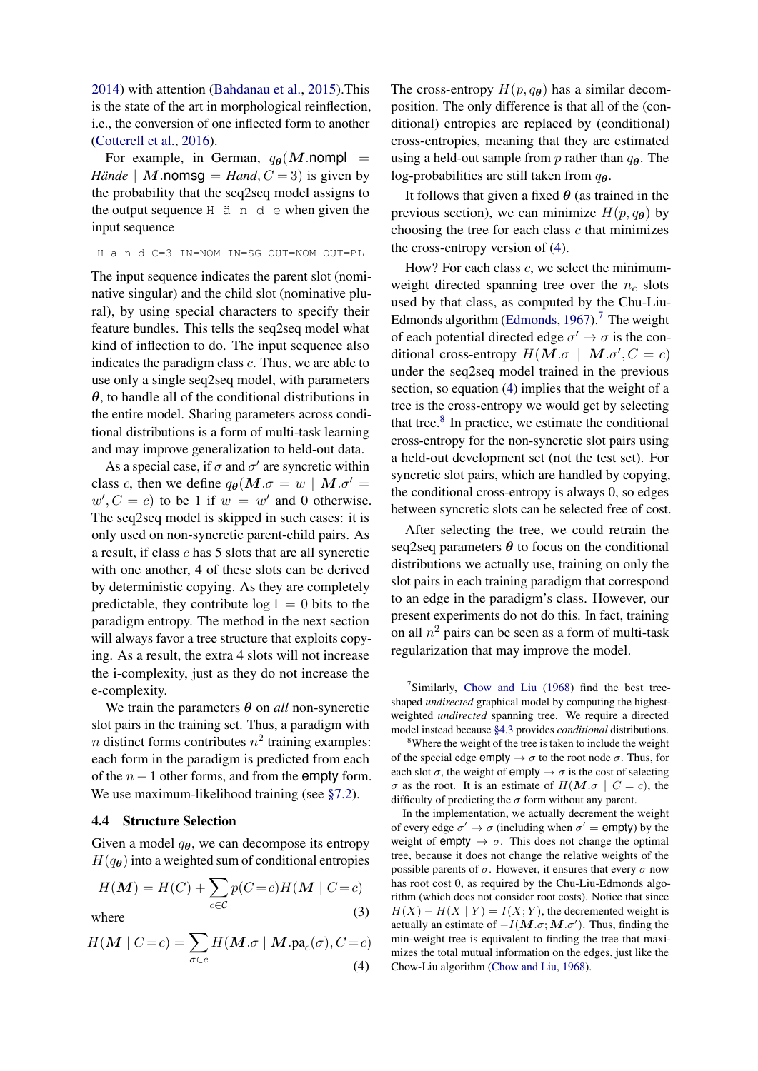2014) with attention (Bahdanau et al., 2015).This is the state of the art in morphological reinflection, i.e., the conversion of one inflected form to another (Cotterell et al., 2016).

For example, in German, $q_{\boldsymbol{\theta}}(\boldsymbol{M}.\mathsf{nompl} = \textit{Hände} \mid \boldsymbol{M}.\mathsf{nomsg} = \textit{Hand}, C = 3)$ is given by the probability that the seq2seq model assigns to the output sequence `H ä n d e` when given the input sequence

```
H a n d C=3 IN=NOM IN=SG OUT=NOM OUT=PL
```

The input sequence indicates the parent slot (nominative singular) and the child slot (nominative plural), by using special characters to specify their feature bundles. This tells the seq2seq model what kind of inflection to do. The input sequence also indicates the paradigm class $c$. Thus, we are able to use only a single seq2seq model, with parameters $\boldsymbol{\theta}$, to handle all of the conditional distributions in the entire model. Sharing parameters across conditional distributions is a form of multi-task learning and may improve generalization to held-out data.

As a special case, if $\sigma$ and $\sigma'$ are syncretic within class $c$, then we define $q_{\boldsymbol{\theta}}(\boldsymbol{M}.\sigma = w \mid \boldsymbol{M}.\sigma' = w', C = c)$ to be 1 if $w = w'$ and 0 otherwise. The seq2seq model is skipped in such cases: it is only used on non-syncretic parent-child pairs. As a result, if class $c$ has 5 slots that are all syncretic with one another, 4 of these slots can be derived by deterministic copying. As they are completely predictable, they contribute $\log 1 = 0$ bits to the paradigm entropy. The method in the next section will always favor a tree structure that exploits copying. As a result, the extra 4 slots will not increase the i-complexity, just as they do not increase the e-complexity.

We train the parameters $\boldsymbol{\theta}$ on *all* non-syncretic slot pairs in the training set. Thus, a paradigm with $n$ distinct forms contributes $n^2$ training examples: each form in the paradigm is predicted from each of the $n-1$ other forms, and from the empty form. We use maximum-likelihood training (see §7.2).

### 4.4 Structure Selection

Given a model $q_{\boldsymbol{\theta}}$, we can decompose its entropy $H(q_{\boldsymbol{\theta}})$ into a weighted sum of conditional entropies

$$H(\boldsymbol{M}) = H(C) + \sum_{c \in \mathcal{C}} p(C{=}c) H(\boldsymbol{M} \mid C{=}c) \tag{3}$$

where

$$H(\boldsymbol{M} \mid C{=}c) = \sum_{\sigma \in c} H(\boldsymbol{M}.\sigma \mid \boldsymbol{M}.\mathrm{pa}_c(\sigma), C{=}c) \tag{4}$$

The cross-entropy $H(p, q_{\boldsymbol{\theta}})$ has a similar decomposition. The only difference is that all of the (conditional) entropies are replaced by (conditional) cross-entropies, meaning that they are estimated using a held-out sample from $p$ rather than $q_{\boldsymbol{\theta}}$. The log-probabilities are still taken from $q_{\boldsymbol{\theta}}$.

It follows that given a fixed $\boldsymbol{\theta}$ (as trained in the previous section), we can minimize $H(p, q_{\boldsymbol{\theta}})$ by choosing the tree for each class $c$ that minimizes the cross-entropy version of (4).

How? For each class $c$, we select the minimum-weight directed spanning tree over the $n_c$ slots used by that class, as computed by the Chu-Liu-Edmonds algorithm (Edmonds, 1967).[7] The weight of each potential directed edge $\sigma' \to \sigma$ is the conditional cross-entropy $H(\boldsymbol{M}.\sigma \mid \boldsymbol{M}.\sigma', C = c)$ under the seq2seq model trained in the previous section, so equation (4) implies that the weight of a tree is the cross-entropy we would get by selecting that tree.[8] In practice, we estimate the conditional cross-entropy for the non-syncretic slot pairs using a held-out development set (not the test set). For syncretic slot pairs, which are handled by copying, the conditional cross-entropy is always 0, so edges between syncretic slots can be selected free of cost.

After selecting the tree, we could retrain the seq2seq parameters $\boldsymbol{\theta}$ to focus on the conditional distributions we actually use, training on only the slot pairs in each training paradigm that correspond to an edge in the paradigm's class. However, our present experiments do not do this. In fact, training on all $n^2$ pairs can be seen as a form of multi-task regularization that may improve the model.

---

[7] Similarly, Chow and Liu (1968) find the best tree-shaped *undirected* graphical model by computing the highest-weighted *undirected* spanning tree. We require a directed model instead because §4.3 provides *conditional* distributions.

[8] Where the weight of the tree is taken to include the weight of the special edge $\mathsf{empty} \to \sigma$ to the root node $\sigma$. Thus, for each slot $\sigma$, the weight of $\mathsf{empty} \to \sigma$ is the cost of selecting $\sigma$ as the root. It is an estimate of $H(\boldsymbol{M}.\sigma \mid C = c)$, the difficulty of predicting the $\sigma$ form without any parent.

In the implementation, we actually decrement the weight of every edge $\sigma' \to \sigma$ (including when $\sigma' = \mathsf{empty}$) by the weight of $\mathsf{empty} \to \sigma$. This does not change the optimal tree, because it does not change the relative weights of the possible parents of $\sigma$. However, it ensures that every $\sigma$ now has root cost 0, as required by the Chu-Liu-Edmonds algorithm (which does not consider root costs). Notice that since $H(X) - H(X \mid Y) = I(X; Y)$, the decremented weight is actually an estimate of $-I(\boldsymbol{M}.\sigma; \boldsymbol{M}.\sigma')$. Thus, finding the min-weight tree is equivalent to finding the tree that maximizes the total mutual information on the edges, just like the Chow-Liu algorithm (Chow and Liu, 1968).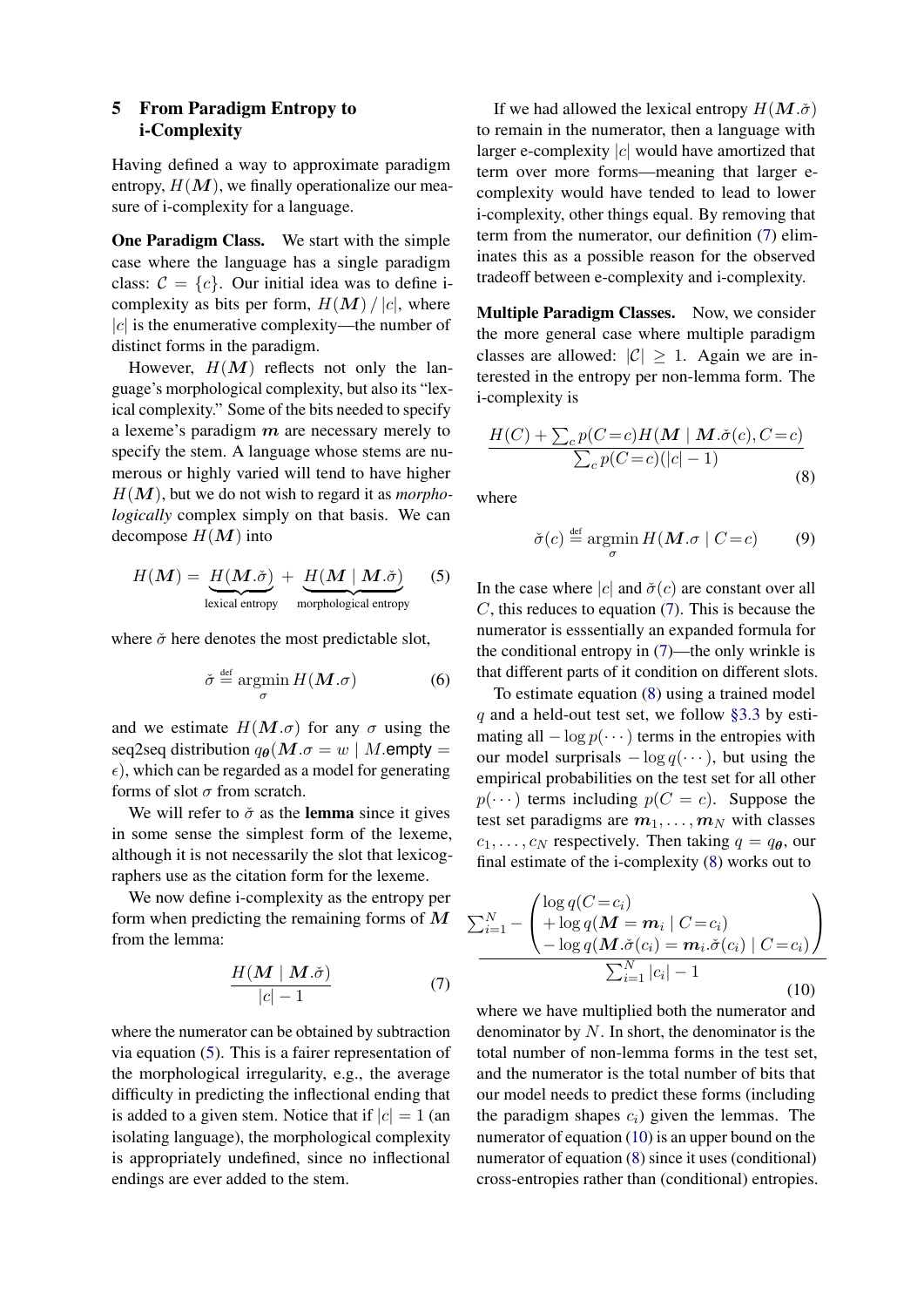## 5 From Paradigm Entropy to i-Complexity

Having defined a way to approximate paradigm entropy, $H(\boldsymbol{M})$, we finally operationalize our measure of i-complexity for a language.

**One Paradigm Class.** We start with the simple case where the language has a single paradigm class: $\mathcal{C} = \{c\}$. Our initial idea was to define i-complexity as bits per form, $H(\boldsymbol{M}) / |c|$, where $|c|$ is the enumerative complexity—the number of distinct forms in the paradigm.

However, $H(\boldsymbol{M})$ reflects not only the language's morphological complexity, but also its "lexical complexity." Some of the bits needed to specify a lexeme's paradigm $\boldsymbol{m}$ are necessary merely to specify the stem. A language whose stems are numerous or highly varied will tend to have higher $H(\boldsymbol{M})$, but we do not wish to regard it as *morphologically* complex simply on that basis. We can decompose $H(\boldsymbol{M})$ into

$$H(\boldsymbol{M}) = \underbrace{H(\boldsymbol{M}.\breve{\sigma})}_{\text{lexical entropy}} + \underbrace{H(\boldsymbol{M} \mid \boldsymbol{M}.\breve{\sigma})}_{\text{morphological entropy}} \tag{5}$$

where $\breve{\sigma}$ here denotes the most predictable slot,

$$\breve{\sigma} \stackrel{\text{def}}{=} \operatorname*{argmin}_{\sigma} H(\boldsymbol{M}.\sigma) \tag{6}$$

and we estimate $H(\boldsymbol{M}.\sigma)$ for any $\sigma$ using the seq2seq distribution $q_{\boldsymbol{\theta}}(\boldsymbol{M}.\sigma = w \mid M.\mathsf{empty} = \epsilon)$, which can be regarded as a model for generating forms of slot $\sigma$ from scratch.

We will refer to $\breve{\sigma}$ as the **lemma** since it gives in some sense the simplest form of the lexeme, although it is not necessarily the slot that lexicographers use as the citation form for the lexeme.

We now define i-complexity as the entropy per form when predicting the remaining forms of $\boldsymbol{M}$ from the lemma:

$$\frac{H(\boldsymbol{M} \mid \boldsymbol{M}.\breve{\sigma})}{|c| - 1} \tag{7}$$

where the numerator can be obtained by subtraction via equation (5). This is a fairer representation of the morphological irregularity, e.g., the average difficulty in predicting the inflectional ending that is added to a given stem. Notice that if $|c| = 1$ (an isolating language), the morphological complexity is appropriately undefined, since no inflectional endings are ever added to the stem.

If we had allowed the lexical entropy $H(\boldsymbol{M}.\breve{\sigma})$ to remain in the numerator, then a language with larger e-complexity $|c|$ would have amortized that term over more forms—meaning that larger e-complexity would have tended to lead to lower i-complexity, other things equal. By removing that term from the numerator, our definition (7) eliminates this as a possible reason for the observed tradeoff between e-complexity and i-complexity.

**Multiple Paradigm Classes.** Now, we consider the more general case where multiple paradigm classes are allowed: $|\mathcal{C}| \geq 1$. Again we are interested in the entropy per non-lemma form. The i-complexity is

$$\frac{H(C) + \sum_c p(C = c) H(\boldsymbol{M} \mid \boldsymbol{M}.\breve{\sigma}(c), C = c)}{\sum_c p(C = c)(|c| - 1)} \tag{8}$$

where

$$\breve{\sigma}(c) \stackrel{\text{def}}{=} \operatorname*{argmin}_{\sigma} H(\boldsymbol{M}.\sigma \mid C = c) \tag{9}$$

In the case where $|c|$ and $\breve{\sigma}(c)$ are constant over all $C$, this reduces to equation (7). This is because the numerator is esssentially an expanded formula for the conditional entropy in (7)—the only wrinkle is that different parts of it condition on different slots.

To estimate equation (8) using a trained model $q$ and a held-out test set, we follow §3.3 by estimating all $-\log p(\cdots)$ terms in the entropies with our model surprisals $-\log q(\cdots)$, but using the empirical probabilities on the test set for all other $p(\cdots)$ terms including $p(C = c)$. Suppose the test set paradigms are $\boldsymbol{m}_1, \ldots, \boldsymbol{m}_N$ with classes $c_1, \ldots, c_N$ respectively. Then taking $q = q_{\boldsymbol{\theta}}$, our final estimate of the i-complexity (8) works out to

$$\frac{\sum_{i=1}^{N} - \begin{pmatrix} \log q(C = c_i) \\ + \log q(\boldsymbol{M} = \boldsymbol{m}_i \mid C = c_i) \\ - \log q(\boldsymbol{M}.\breve{\sigma}(c_i) = \boldsymbol{m}_i.\breve{\sigma}(c_i) \mid C = c_i) \end{pmatrix}}{\sum_{i=1}^{N} |c_i| - 1} \tag{10}$$

where we have multiplied both the numerator and denominator by $N$. In short, the denominator is the total number of non-lemma forms in the test set, and the numerator is the total number of bits that our model needs to predict these forms (including the paradigm shapes $c_i$) given the lemmas. The numerator of equation (10) is an upper bound on the numerator of equation (8) since it uses (conditional) cross-entropies rather than (conditional) entropies.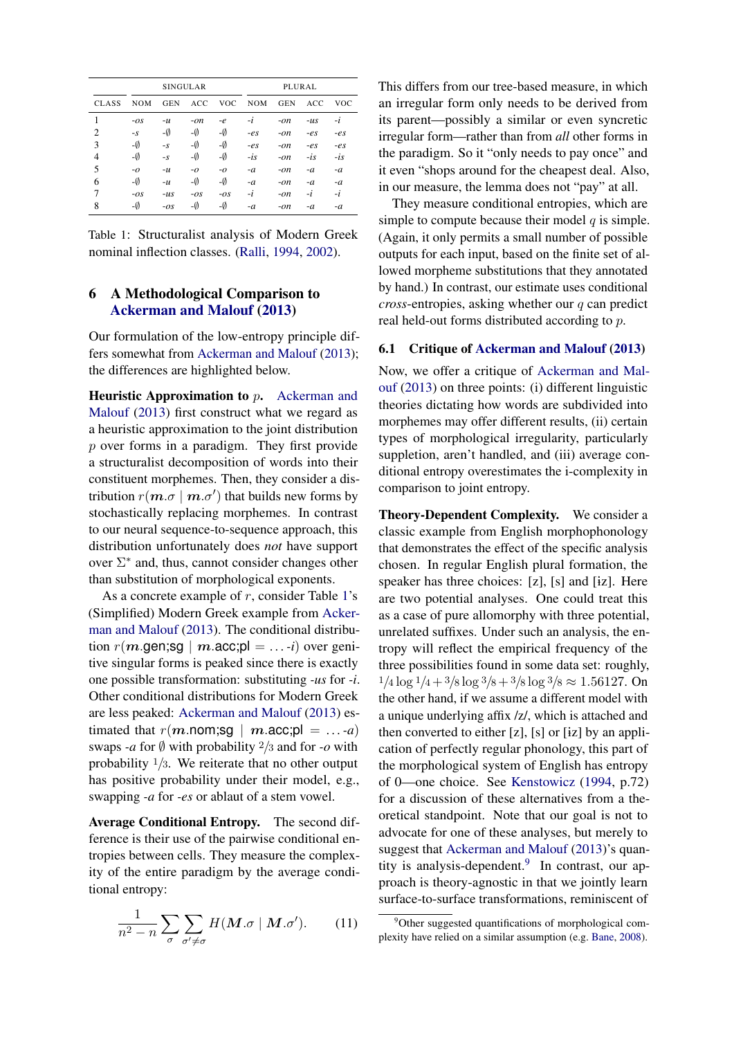| CLASS | SINGULAR | | | | PLURAL | | | |
|---|---|---|---|---|---|---|---|---|
| | NOM | GEN | ACC | VOC | NOM | GEN | ACC | VOC |
| 1 | *-os* | *-u* | *-on* | *-e* | *-i* | *-on* | *-us* | *-i* |
| 2 | *-s* | *-∅* | *-∅* | *-∅* | *-es* | *-on* | *-es* | *-es* |
| 3 | *-∅* | *-s* | *-∅* | *-∅* | *-es* | *-on* | *-es* | *-es* |
| 4 | *-∅* | *-s* | *-∅* | *-∅* | *-is* | *-on* | *-is* | *-is* |
| 5 | *-o* | *-u* | *-o* | *-o* | *-a* | *-on* | *-a* | *-a* |
| 6 | *-∅* | *-u* | *-∅* | *-∅* | *-a* | *-on* | *-a* | *-a* |
| 7 | *-os* | *-us* | *-os* | *-os* | *-i* | *-on* | *-i* | *-i* |
| 8 | *-∅* | *-os* | *-∅* | *-∅* | *-a* | *-on* | *-a* | *-a* |

Table 1: Structuralist analysis of Modern Greek nominal inflection classes. (Ralli, 1994, 2002).

## 6 A Methodological Comparison to Ackerman and Malouf (2013)

Our formulation of the low-entropy principle differs somewhat from Ackerman and Malouf (2013); the differences are highlighted below.

**Heuristic Approximation to $p$.** Ackerman and Malouf (2013) first construct what we regard as a heuristic approximation to the joint distribution $p$ over forms in a paradigm. They first provide a structuralist decomposition of words into their constituent morphemes. Then, they consider a distribution $r(\boldsymbol{m}.\sigma \mid \boldsymbol{m}.\sigma')$ that builds new forms by stochastically replacing morphemes. In contrast to our neural sequence-to-sequence approach, this distribution unfortunately does *not* have support over $\Sigma^*$ and, thus, cannot consider changes other than substitution of morphological exponents.

As a concrete example of $r$, consider Table 1's (Simplified) Modern Greek example from Ackerman and Malouf (2013). The conditional distribution $r(\boldsymbol{m}.\text{gen;sg} \mid \boldsymbol{m}.\text{acc;pl} = \ldots\text{-}i)$ over genitive singular forms is peaked since there is exactly one possible transformation: substituting *-us* for *-i*. Other conditional distributions for Modern Greek are less peaked: Ackerman and Malouf (2013) estimated that $r(\boldsymbol{m}.\text{nom;sg} \mid \boldsymbol{m}.\text{acc;pl} = \ldots\text{-}a)$ swaps *-a* for ∅ with probability $2/3$ and for *-o* with probability $1/3$. We reiterate that no other output has positive probability under their model, e.g., swapping *-a* for *-es* or ablaut of a stem vowel.

**Average Conditional Entropy.** The second difference is their use of the pairwise conditional entropies between cells. They measure the complexity of the entire paradigm by the average conditional entropy:

$$\frac{1}{n^2 - n} \sum_{\sigma} \sum_{\sigma' \neq \sigma} H(\boldsymbol{M}.\sigma \mid \boldsymbol{M}.\sigma'). \tag{11}$$

This differs from our tree-based measure, in which an irregular form only needs to be derived from its parent—possibly a similar or even syncretic irregular form—rather than from *all* other forms in the paradigm. So it "only needs to pay once" and it even "shops around for the cheapest deal. Also, in our measure, the lemma does not "pay" at all.

They measure conditional entropies, which are simple to compute because their model $q$ is simple. (Again, it only permits a small number of possible outputs for each input, based on the finite set of allowed morpheme substitutions that they annotated by hand.) In contrast, our estimate uses conditional *cross*-entropies, asking whether our $q$ can predict real held-out forms distributed according to $p$.

### 6.1 Critique of Ackerman and Malouf (2013)

Now, we offer a critique of Ackerman and Malouf (2013) on three points: (i) different linguistic theories dictating how words are subdivided into morphemes may offer different results, (ii) certain types of morphological irregularity, particularly suppletion, aren't handled, and (iii) average conditional entropy overestimates the i-complexity in comparison to joint entropy.

**Theory-Dependent Complexity.** We consider a classic example from English morphophonology that demonstrates the effect of the specific analysis chosen. In regular English plural formation, the speaker has three choices: [z], [s] and [iz]. Here are two potential analyses. One could treat this as a case of pure allomorphy with three potential, unrelated suffixes. Under such an analysis, the entropy will reflect the empirical frequency of the three possibilities found in some data set: roughly, $1/4 \log 1/4 + 3/8 \log 3/8 + 3/8 \log 3/8 \approx 1.56127$. On the other hand, if we assume a different model with a unique underlying affix /z/, which is attached and then converted to either [z], [s] or [iz] by an application of perfectly regular phonology, this part of the morphological system of English has entropy of 0—one choice. See Kenstowicz (1994, p.72) for a discussion of these alternatives from a theoretical standpoint. Note that our goal is not to advocate for one of these analyses, but merely to suggest that Ackerman and Malouf (2013)'s quantity is analysis-dependent.[9] In contrast, our approach is theory-agnostic in that we jointly learn surface-to-surface transformations, reminiscent of

[9] Other suggested quantifications of morphological complexity have relied on a similar assumption (e.g. Bane, 2008).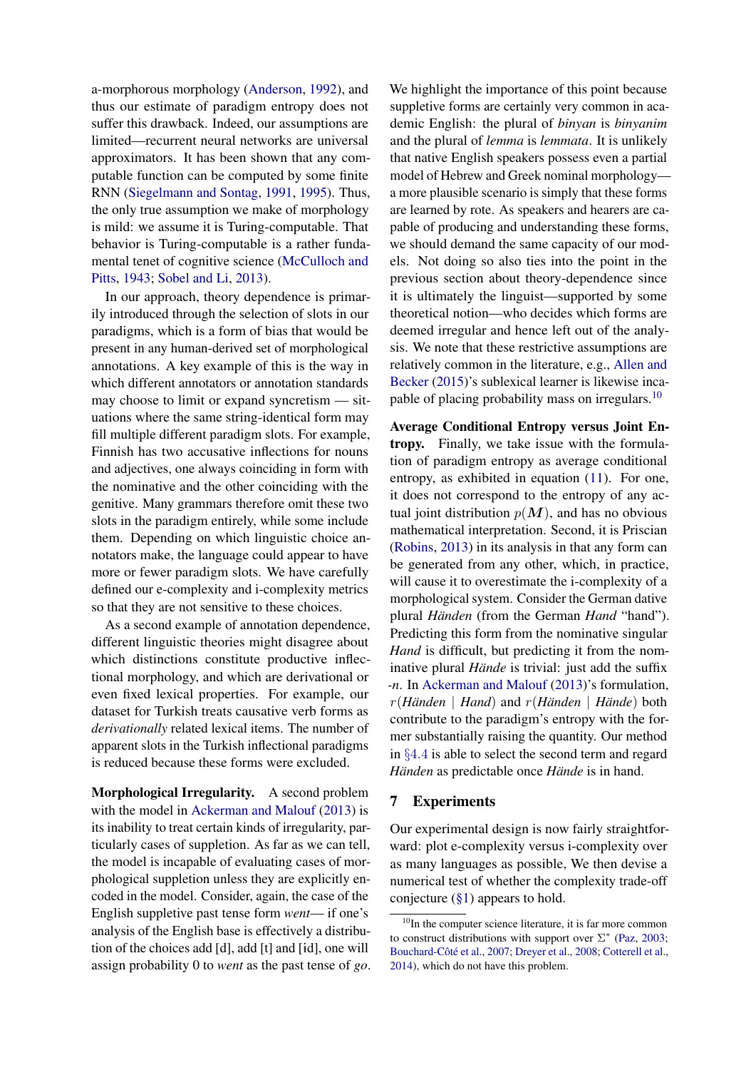a-morphorous morphology (Anderson, 1992), and thus our estimate of paradigm entropy does not suffer this drawback. Indeed, our assumptions are limited—recurrent neural networks are universal approximators. It has been shown that any computable function can be computed by some finite RNN (Siegelmann and Sontag, 1991, 1995). Thus, the only true assumption we make of morphology is mild: we assume it is Turing-computable. That behavior is Turing-computable is a rather fundamental tenet of cognitive science (McCulloch and Pitts, 1943; Sobel and Li, 2013).

In our approach, theory dependence is primarily introduced through the selection of slots in our paradigms, which is a form of bias that would be present in any human-derived set of morphological annotations. A key example of this is the way in which different annotators or annotation standards may choose to limit or expand syncretism — situations where the same string-identical form may fill multiple different paradigm slots. For example, Finnish has two accusative inflections for nouns and adjectives, one always coinciding in form with the nominative and the other coinciding with the genitive. Many grammars therefore omit these two slots in the paradigm entirely, while some include them. Depending on which linguistic choice annotators make, the language could appear to have more or fewer paradigm slots. We have carefully defined our e-complexity and i-complexity metrics so that they are not sensitive to these choices.

As a second example of annotation dependence, different linguistic theories might disagree about which distinctions constitute productive inflectional morphology, and which are derivational or even fixed lexical properties. For example, our dataset for Turkish treats causative verb forms as *derivationally* related lexical items. The number of apparent slots in the Turkish inflectional paradigms is reduced because these forms were excluded.

**Morphological Irregularity.** A second problem with the model in Ackerman and Malouf (2013) is its inability to treat certain kinds of irregularity, particularly cases of suppletion. As far as we can tell, the model is incapable of evaluating cases of morphological suppletion unless they are explicitly encoded in the model. Consider, again, the case of the English suppletive past tense form *went*— if one's analysis of the English base is effectively a distribution of the choices add [d], add [t] and [id], one will assign probability 0 to *went* as the past tense of *go*. We highlight the importance of this point because suppletive forms are certainly very common in academic English: the plural of *binyan* is *binyanim* and the plural of *lemma* is *lemmata*. It is unlikely that native English speakers possess even a partial model of Hebrew and Greek nominal morphology—a more plausible scenario is simply that these forms are learned by rote. As speakers and hearers are capable of producing and understanding these forms, we should demand the same capacity of our models. Not doing so also ties into the point in the previous section about theory-dependence since it is ultimately the linguist—supported by some theoretical notion—who decides which forms are deemed irregular and hence left out of the analysis. We note that these restrictive assumptions are relatively common in the literature, e.g., Allen and Becker (2015)'s sublexical learner is likewise incapable of placing probability mass on irregulars.[10]

**Average Conditional Entropy versus Joint Entropy.** Finally, we take issue with the formulation of paradigm entropy as average conditional entropy, as exhibited in equation (11). For one, it does not correspond to the entropy of any actual joint distribution $p(\boldsymbol{M})$, and has no obvious mathematical interpretation. Second, it is Priscian (Robins, 2013) in its analysis in that any form can be generated from any other, which, in practice, will cause it to overestimate the i-complexity of a morphological system. Consider the German dative plural *Händen* (from the German *Hand* "hand"). Predicting this form from the nominative singular *Hand* is difficult, but predicting it from the nominative plural *Hände* is trivial: just add the suffix *-n*. In Ackerman and Malouf (2013)'s formulation, $r(\textit{Händen} \mid \textit{Hand})$ and $r(\textit{Händen} \mid \textit{Hände})$ both contribute to the paradigm's entropy with the former substantially raising the quantity. Our method in §4.4 is able to select the second term and regard *Händen* as predictable once *Hände* is in hand.

## 7 Experiments

Our experimental design is now fairly straightforward: plot e-complexity versus i-complexity over as many languages as possible, We then devise a numerical test of whether the complexity trade-off conjecture (§1) appears to hold.

[10] In the computer science literature, it is far more common to construct distributions with support over $\Sigma^*$ (Paz, 2003; Bouchard-Côté et al., 2007; Dreyer et al., 2008; Cotterell et al., 2014), which do not have this problem.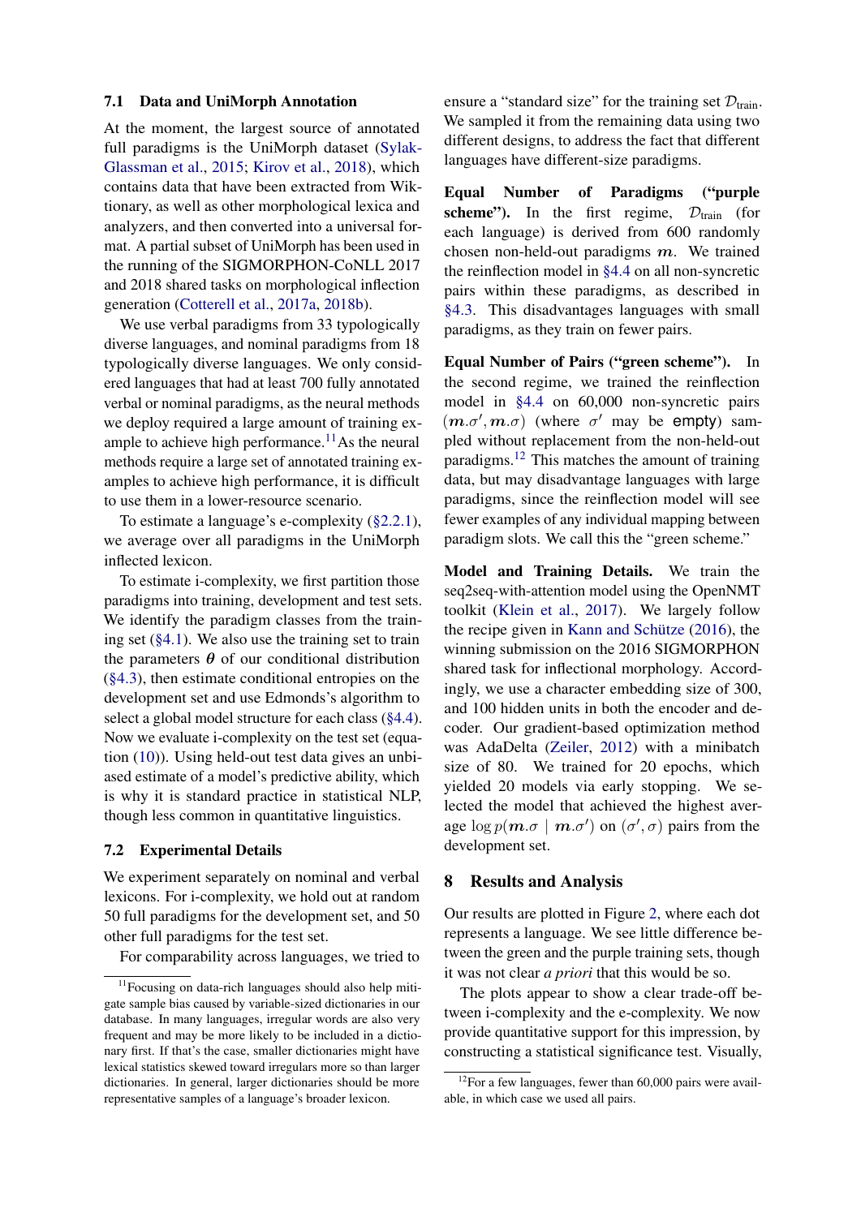### 7.1 Data and UniMorph Annotation

At the moment, the largest source of annotated full paradigms is the UniMorph dataset (Sylak-Glassman et al., 2015; Kirov et al., 2018), which contains data that have been extracted from Wiktionary, as well as other morphological lexica and analyzers, and then converted into a universal format. A partial subset of UniMorph has been used in the running of the SIGMORPHON-CoNLL 2017 and 2018 shared tasks on morphological inflection generation (Cotterell et al., 2017a, 2018b).

We use verbal paradigms from 33 typologically diverse languages, and nominal paradigms from 18 typologically diverse languages. We only considered languages that had at least 700 fully annotated verbal or nominal paradigms, as the neural methods we deploy required a large amount of training example to achieve high performance.[11] As the neural methods require a large set of annotated training examples to achieve high performance, it is difficult to use them in a lower-resource scenario.

To estimate a language's e-complexity (§2.2.1), we average over all paradigms in the UniMorph inflected lexicon.

To estimate i-complexity, we first partition those paradigms into training, development and test sets. We identify the paradigm classes from the training set (§4.1). We also use the training set to train the parameters $\boldsymbol{\theta}$ of our conditional distribution (§4.3), then estimate conditional entropies on the development set and use Edmonds's algorithm to select a global model structure for each class (§4.4). Now we evaluate i-complexity on the test set (equation (10)). Using held-out test data gives an unbiased estimate of a model's predictive ability, which is why it is standard practice in statistical NLP, though less common in quantitative linguistics.

### 7.2 Experimental Details

We experiment separately on nominal and verbal lexicons. For i-complexity, we hold out at random 50 full paradigms for the development set, and 50 other full paradigms for the test set.

For comparability across languages, we tried to ensure a "standard size" for the training set $\mathcal{D}_{\text{train}}$. We sampled it from the remaining data using two different designs, to address the fact that different languages have different-size paradigms.

**Equal Number of Paradigms ("purple scheme").** In the first regime, $\mathcal{D}_{\text{train}}$ (for each language) is derived from 600 randomly chosen non-held-out paradigms $\boldsymbol{m}$. We trained the reinflection model in §4.4 on all non-syncretic pairs within these paradigms, as described in §4.3. This disadvantages languages with small paradigms, as they train on fewer pairs.

**Equal Number of Pairs ("green scheme").** In the second regime, we trained the reinflection model in §4.4 on 60,000 non-syncretic pairs $(\boldsymbol{m}.\sigma', \boldsymbol{m}.\sigma)$ (where $\sigma'$ may be $\mathsf{empty}$) sampled without replacement from the non-held-out paradigms.[12] This matches the amount of training data, but may disadvantage languages with large paradigms, since the reinflection model will see fewer examples of any individual mapping between paradigm slots. We call this the "green scheme."

**Model and Training Details.** We train the seq2seq-with-attention model using the OpenNMT toolkit (Klein et al., 2017). We largely follow the recipe given in Kann and Schütze (2016), the winning submission on the 2016 SIGMORPHON shared task for inflectional morphology. Accordingly, we use a character embedding size of 300, and 100 hidden units in both the encoder and decoder. Our gradient-based optimization method was AdaDelta (Zeiler, 2012) with a minibatch size of 80. We trained for 20 epochs, which yielded 20 models via early stopping. We selected the model that achieved the highest average $\log p(\boldsymbol{m}.\sigma \mid \boldsymbol{m}.\sigma')$ on $(\sigma', \sigma)$ pairs from the development set.

## 8 Results and Analysis

Our results are plotted in Figure 2, where each dot represents a language. We see little difference between the green and the purple training sets, though it was not clear *a priori* that this would be so.

The plots appear to show a clear trade-off between i-complexity and the e-complexity. We now provide quantitative support for this impression, by constructing a statistical significance test. Visually,

[11] Focusing on data-rich languages should also help mitigate sample bias caused by variable-sized dictionaries in our database. In many languages, irregular words are also very frequent and may be more likely to be included in a dictionary first. If that's the case, smaller dictionaries might have lexical statistics skewed toward irregulars more so than larger dictionaries. In general, larger dictionaries should be more representative samples of a language's broader lexicon.

[12] For a few languages, fewer than 60,000 pairs were available, in which case we used all pairs.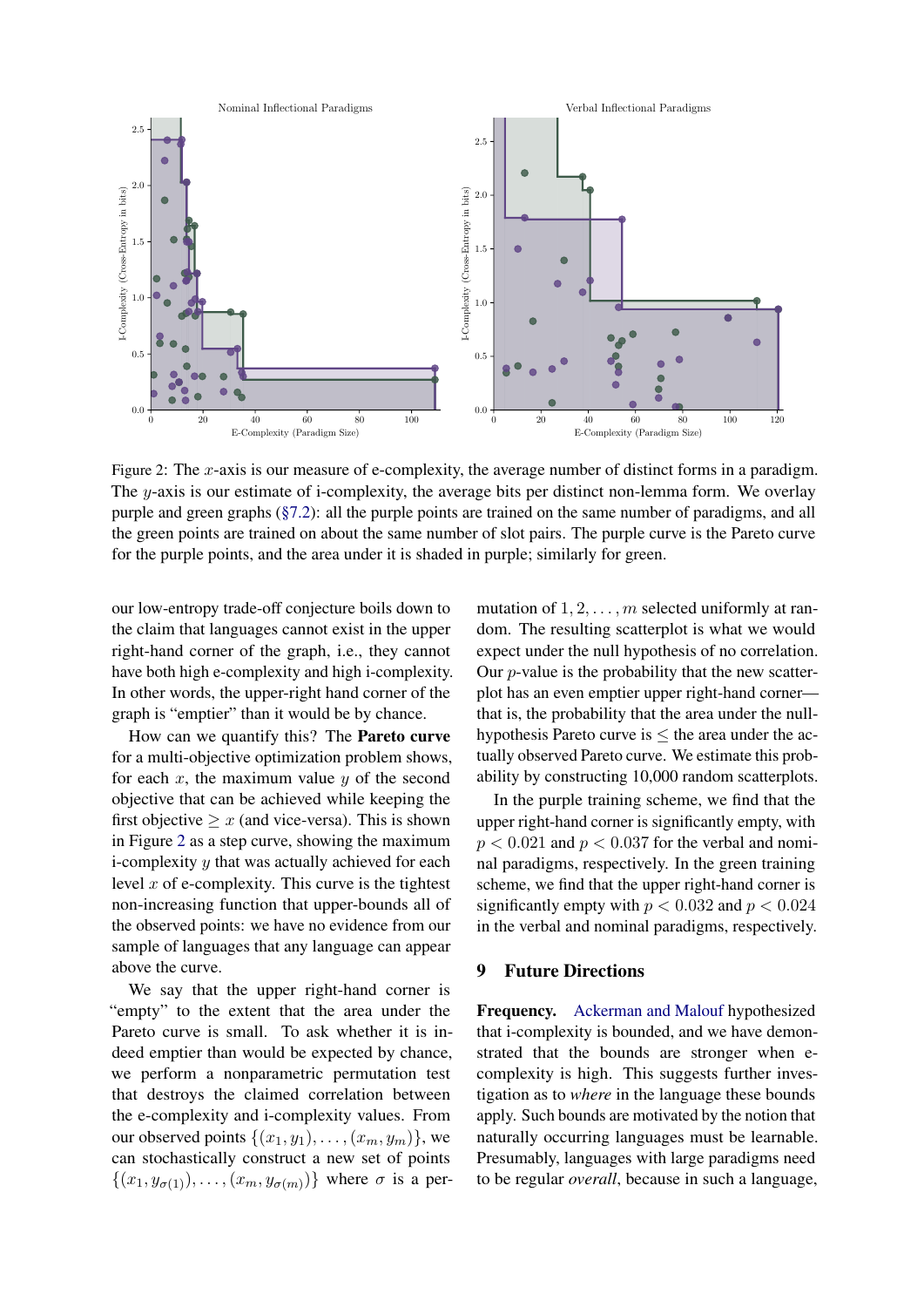Figure 2: The $x$-axis is our measure of e-complexity, the average number of distinct forms in a paradigm. The $y$-axis is our estimate of i-complexity, the average bits per distinct non-lemma form. We overlay purple and green graphs (§7.2): all the purple points are trained on the same number of paradigms, and all the green points are trained on about the same number of slot pairs. The purple curve is the Pareto curve for the purple points, and the area under it is shaded in purple; similarly for green.

our low-entropy trade-off conjecture boils down to the claim that languages cannot exist in the upper right-hand corner of the graph, i.e., they cannot have both high e-complexity and high i-complexity. In other words, the upper-right hand corner of the graph is "emptier" than it would be by chance.

How can we quantify this? The **Pareto curve** for a multi-objective optimization problem shows, for each $x$, the maximum value $y$ of the second objective that can be achieved while keeping the first objective $\geq x$ (and vice-versa). This is shown in Figure 2 as a step curve, showing the maximum i-complexity $y$ that was actually achieved for each level $x$ of e-complexity. This curve is the tightest non-increasing function that upper-bounds all of the observed points: we have no evidence from our sample of languages that any language can appear above the curve.

We say that the upper right-hand corner is "empty" to the extent that the area under the Pareto curve is small. To ask whether it is indeed emptier than would be expected by chance, we perform a nonparametric permutation test that destroys the claimed correlation between the e-complexity and i-complexity values. From our observed points $\{(x_1, y_1), \ldots, (x_m, y_m)\}$, we can stochastically construct a new set of points $\{(x_1, y_{\sigma(1)}), \ldots, (x_m, y_{\sigma(m)})\}$ where $\sigma$ is a permutation of $1, 2, \ldots, m$ selected uniformly at random. The resulting scatterplot is what we would expect under the null hypothesis of no correlation. Our $p$-value is the probability that the new scatterplot has an even emptier upper right-hand corner—that is, the probability that the area under the null-hypothesis Pareto curve is $\leq$ the area under the actually observed Pareto curve. We estimate this probability by constructing 10,000 random scatterplots.

In the purple training scheme, we find that the upper right-hand corner is significantly empty, with $p < 0.021$ and $p < 0.037$ for the verbal and nominal paradigms, respectively. In the green training scheme, we find that the upper right-hand corner is significantly empty with $p < 0.032$ and $p < 0.024$ in the verbal and nominal paradigms, respectively.

## 9 Future Directions

**Frequency.** Ackerman and Malouf hypothesized that i-complexity is bounded, and we have demonstrated that the bounds are stronger when e-complexity is high. This suggests further investigation as to *where* in the language these bounds apply. Such bounds are motivated by the notion that naturally occurring languages must be learnable. Presumably, languages with large paradigms need to be regular *overall*, because in such a language,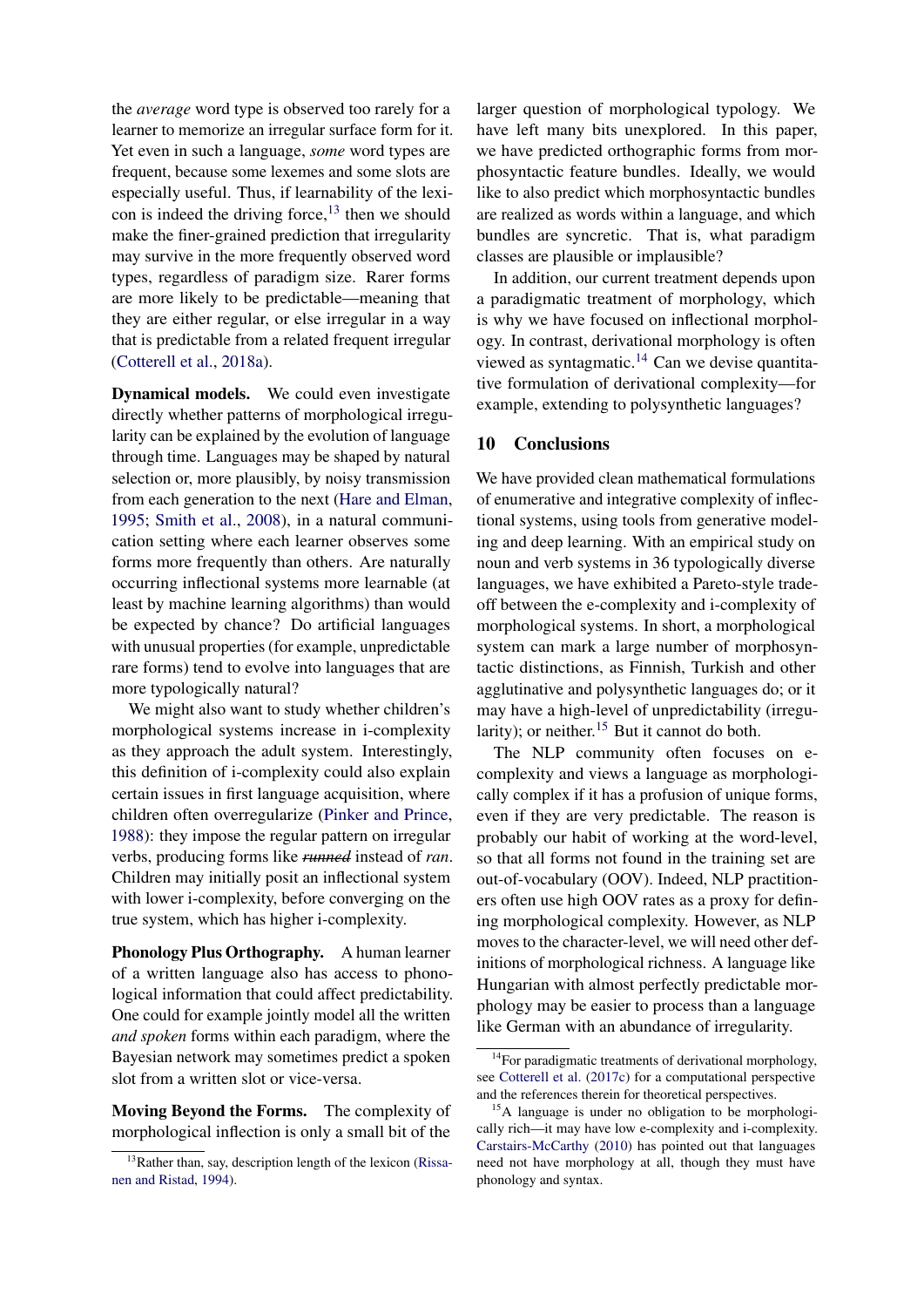the *average* word type is observed too rarely for a learner to memorize an irregular surface form for it. Yet even in such a language, *some* word types are frequent, because some lexemes and some slots are especially useful. Thus, if learnability of the lexicon is indeed the driving force,[13] then we should make the finer-grained prediction that irregularity may survive in the more frequently observed word types, regardless of paradigm size. Rarer forms are more likely to be predictable—meaning that they are either regular, or else irregular in a way that is predictable from a related frequent irregular (Cotterell et al., 2018a).

**Dynamical models.** We could even investigate directly whether patterns of morphological irregularity can be explained by the evolution of language through time. Languages may be shaped by natural selection or, more plausibly, by noisy transmission from each generation to the next (Hare and Elman, 1995; Smith et al., 2008), in a natural communication setting where each learner observes some forms more frequently than others. Are naturally occurring inflectional systems more learnable (at least by machine learning algorithms) than would be expected by chance? Do artificial languages with unusual properties (for example, unpredictable rare forms) tend to evolve into languages that are more typologically natural?

We might also want to study whether children's morphological systems increase in i-complexity as they approach the adult system. Interestingly, this definition of i-complexity could also explain certain issues in first language acquisition, where children often overregularize (Pinker and Prince, 1988): they impose the regular pattern on irregular verbs, producing forms like ~~*runned*~~ instead of *ran*. Children may initially posit an inflectional system with lower i-complexity, before converging on the true system, which has higher i-complexity.

**Phonology Plus Orthography.** A human learner of a written language also has access to phonological information that could affect predictability. One could for example jointly model all the written *and spoken* forms within each paradigm, where the Bayesian network may sometimes predict a spoken slot from a written slot or vice-versa.

**Moving Beyond the Forms.** The complexity of morphological inflection is only a small bit of the larger question of morphological typology. We have left many bits unexplored. In this paper, we have predicted orthographic forms from morphosyntactic feature bundles. Ideally, we would like to also predict which morphosyntactic bundles are realized as words within a language, and which bundles are syncretic. That is, what paradigm classes are plausible or implausible?

In addition, our current treatment depends upon a paradigmatic treatment of morphology, which is why we have focused on inflectional morphology. In contrast, derivational morphology is often viewed as syntagmatic.[14] Can we devise quantitative formulation of derivational complexity—for example, extending to polysynthetic languages?

## 10 Conclusions

We have provided clean mathematical formulations of enumerative and integrative complexity of inflectional systems, using tools from generative modeling and deep learning. With an empirical study on noun and verb systems in 36 typologically diverse languages, we have exhibited a Pareto-style tradeoff between the e-complexity and i-complexity of morphological systems. In short, a morphological system can mark a large number of morphosyntactic distinctions, as Finnish, Turkish and other agglutinative and polysynthetic languages do; or it may have a high-level of unpredictability (irregularity); or neither.[15] But it cannot do both.

The NLP community often focuses on e-complexity and views a language as morphologically complex if it has a profusion of unique forms, even if they are very predictable. The reason is probably our habit of working at the word-level, so that all forms not found in the training set are out-of-vocabulary (OOV). Indeed, NLP practitioners often use high OOV rates as a proxy for defining morphological complexity. However, as NLP moves to the character-level, we will need other definitions of morphological richness. A language like Hungarian with almost perfectly predictable morphology may be easier to process than a language like German with an abundance of irregularity.

[13] Rather than, say, description length of the lexicon (Rissanen and Ristad, 1994).

[14] For paradigmatic treatments of derivational morphology, see Cotterell et al. (2017c) for a computational perspective and the references therein for theoretical perspectives.

[15] A language is under no obligation to be morphologically rich—it may have low e-complexity and i-complexity. Carstairs-McCarthy (2010) has pointed out that languages need not have morphology at all, though they must have phonology and syntax.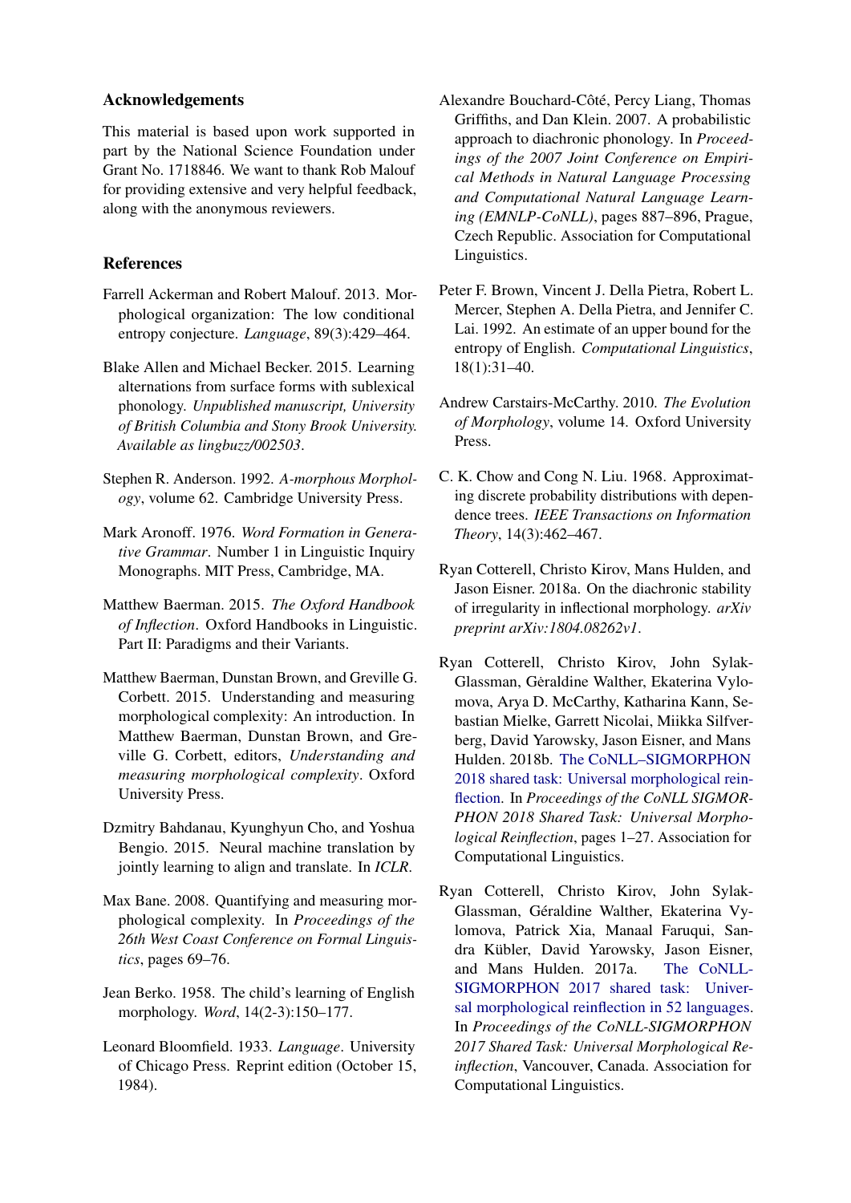## Acknowledgements

This material is based upon work supported in part by the National Science Foundation under Grant No. 1718846. We want to thank Rob Malouf for providing extensive and very helpful feedback, along with the anonymous reviewers.

## References

Farrell Ackerman and Robert Malouf. 2013. Morphological organization: The low conditional entropy conjecture. *Language*, 89(3):429–464.

Blake Allen and Michael Becker. 2015. Learning alternations from surface forms with sublexical phonology. *Unpublished manuscript, University of British Columbia and Stony Brook University. Available as lingbuzz/002503*.

Stephen R. Anderson. 1992. *A-morphous Morphology*, volume 62. Cambridge University Press.

Mark Aronoff. 1976. *Word Formation in Generative Grammar*. Number 1 in Linguistic Inquiry Monographs. MIT Press, Cambridge, MA.

Matthew Baerman. 2015. *The Oxford Handbook of Inflection*. Oxford Handbooks in Linguistic. Part II: Paradigms and their Variants.

Matthew Baerman, Dunstan Brown, and Greville G. Corbett. 2015. Understanding and measuring morphological complexity: An introduction. In Matthew Baerman, Dunstan Brown, and Greville G. Corbett, editors, *Understanding and measuring morphological complexity*. Oxford University Press.

Dzmitry Bahdanau, Kyunghyun Cho, and Yoshua Bengio. 2015. Neural machine translation by jointly learning to align and translate. In *ICLR*.

Max Bane. 2008. Quantifying and measuring morphological complexity. In *Proceedings of the 26th West Coast Conference on Formal Linguistics*, pages 69–76.

Jean Berko. 1958. The child's learning of English morphology. *Word*, 14(2-3):150–177.

Leonard Bloomfield. 1933. *Language*. University of Chicago Press. Reprint edition (October 15, 1984).

Alexandre Bouchard-Côté, Percy Liang, Thomas Griffiths, and Dan Klein. 2007. A probabilistic approach to diachronic phonology. In *Proceedings of the 2007 Joint Conference on Empirical Methods in Natural Language Processing and Computational Natural Language Learning (EMNLP-CoNLL)*, pages 887–896, Prague, Czech Republic. Association for Computational Linguistics.

Peter F. Brown, Vincent J. Della Pietra, Robert L. Mercer, Stephen A. Della Pietra, and Jennifer C. Lai. 1992. An estimate of an upper bound for the entropy of English. *Computational Linguistics*, 18(1):31–40.

Andrew Carstairs-McCarthy. 2010. *The Evolution of Morphology*, volume 14. Oxford University Press.

C. K. Chow and Cong N. Liu. 1968. Approximating discrete probability distributions with dependence trees. *IEEE Transactions on Information Theory*, 14(3):462–467.

Ryan Cotterell, Christo Kirov, Mans Hulden, and Jason Eisner. 2018a. On the diachronic stability of irregularity in inflectional morphology. *arXiv preprint arXiv:1804.08262v1*.

Ryan Cotterell, Christo Kirov, John Sylak-Glassman, Gèraldine Walther, Ekaterina Vylomova, Arya D. McCarthy, Katharina Kann, Sebastian Mielke, Garrett Nicolai, Miikka Silfverberg, David Yarowsky, Jason Eisner, and Mans Hulden. 2018b. The CoNLL–SIGMORPHON 2018 shared task: Universal morphological reinflection. In *Proceedings of the CoNLL SIGMORPHON 2018 Shared Task: Universal Morphological Reinflection*, pages 1–27. Association for Computational Linguistics.

Ryan Cotterell, Christo Kirov, John Sylak-Glassman, Géraldine Walther, Ekaterina Vylomova, Patrick Xia, Manaal Faruqui, Sandra Kübler, David Yarowsky, Jason Eisner, and Mans Hulden. 2017a. The CoNLL-SIGMORPHON 2017 shared task: Universal morphological reinflection in 52 languages. In *Proceedings of the CoNLL-SIGMORPHON 2017 Shared Task: Universal Morphological Reinflection*, Vancouver, Canada. Association for Computational Linguistics.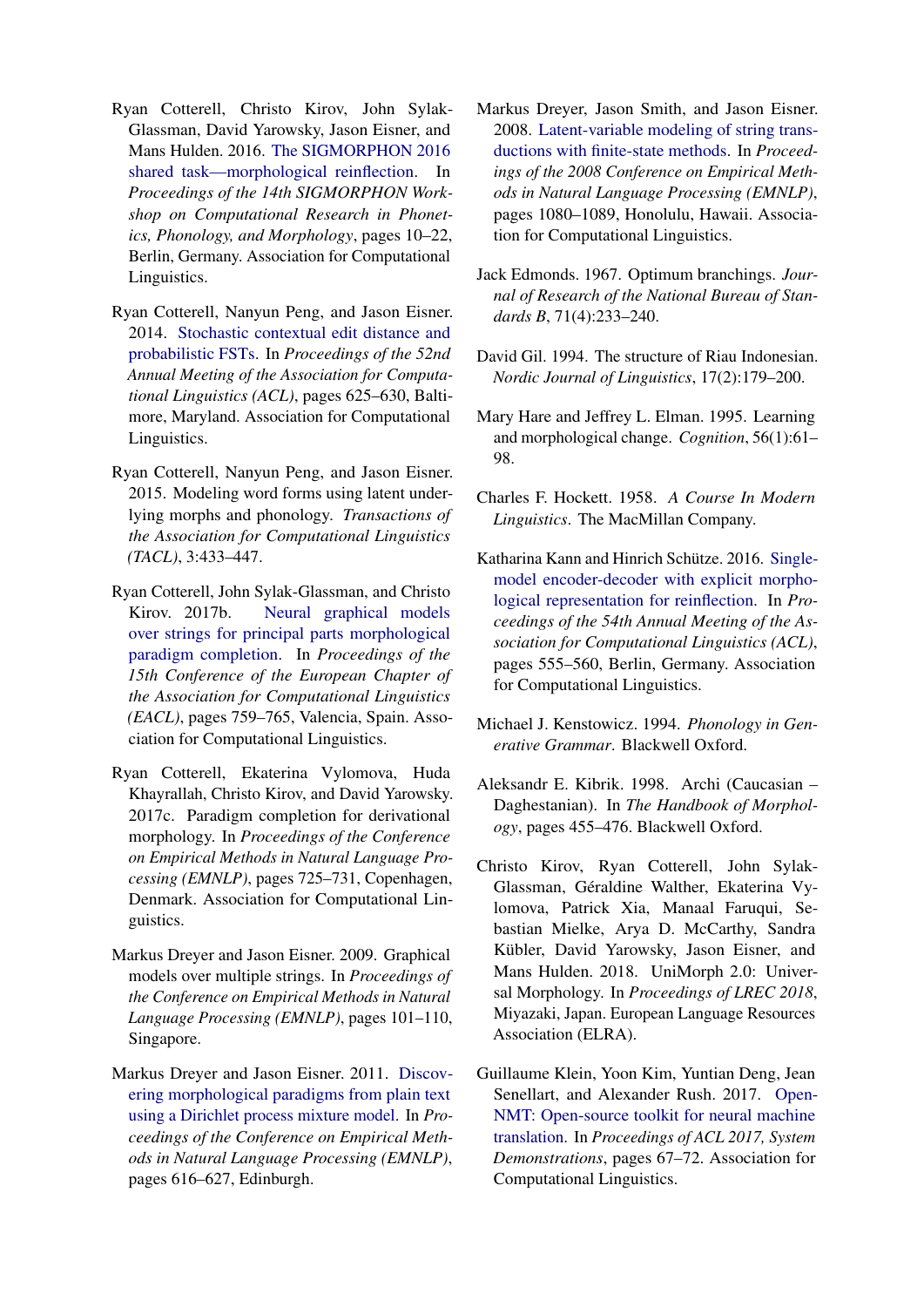Ryan Cotterell, Christo Kirov, John Sylak-Glassman, David Yarowsky, Jason Eisner, and Mans Hulden. 2016. The SIGMORPHON 2016 shared task—morphological reinflection. In *Proceedings of the 14th SIGMORPHON Workshop on Computational Research in Phonetics, Phonology, and Morphology*, pages 10–22, Berlin, Germany. Association for Computational Linguistics.

Ryan Cotterell, Nanyun Peng, and Jason Eisner. 2014. Stochastic contextual edit distance and probabilistic FSTs. In *Proceedings of the 52nd Annual Meeting of the Association for Computational Linguistics (ACL)*, pages 625–630, Baltimore, Maryland. Association for Computational Linguistics.

Ryan Cotterell, Nanyun Peng, and Jason Eisner. 2015. Modeling word forms using latent underlying morphs and phonology. *Transactions of the Association for Computational Linguistics (TACL)*, 3:433–447.

Ryan Cotterell, John Sylak-Glassman, and Christo Kirov. 2017b. Neural graphical models over strings for principal parts morphological paradigm completion. In *Proceedings of the 15th Conference of the European Chapter of the Association for Computational Linguistics (EACL)*, pages 759–765, Valencia, Spain. Association for Computational Linguistics.

Ryan Cotterell, Ekaterina Vylomova, Huda Khayrallah, Christo Kirov, and David Yarowsky. 2017c. Paradigm completion for derivational morphology. In *Proceedings of the Conference on Empirical Methods in Natural Language Processing (EMNLP)*, pages 725–731, Copenhagen, Denmark. Association for Computational Linguistics.

Markus Dreyer and Jason Eisner. 2009. Graphical models over multiple strings. In *Proceedings of the Conference on Empirical Methods in Natural Language Processing (EMNLP)*, pages 101–110, Singapore.

Markus Dreyer and Jason Eisner. 2011. Discovering morphological paradigms from plain text using a Dirichlet process mixture model. In *Proceedings of the Conference on Empirical Methods in Natural Language Processing (EMNLP)*, pages 616–627, Edinburgh.

Markus Dreyer, Jason Smith, and Jason Eisner. 2008. Latent-variable modeling of string transductions with finite-state methods. In *Proceedings of the 2008 Conference on Empirical Methods in Natural Language Processing (EMNLP)*, pages 1080–1089, Honolulu, Hawaii. Association for Computational Linguistics.

Jack Edmonds. 1967. Optimum branchings. *Journal of Research of the National Bureau of Standards B*, 71(4):233–240.

David Gil. 1994. The structure of Riau Indonesian. *Nordic Journal of Linguistics*, 17(2):179–200.

Mary Hare and Jeffrey L. Elman. 1995. Learning and morphological change. *Cognition*, 56(1):61–98.

Charles F. Hockett. 1958. *A Course In Modern Linguistics*. The MacMillan Company.

Katharina Kann and Hinrich Schütze. 2016. Single-model encoder-decoder with explicit morphological representation for reinflection. In *Proceedings of the 54th Annual Meeting of the Association for Computational Linguistics (ACL)*, pages 555–560, Berlin, Germany. Association for Computational Linguistics.

Michael J. Kenstowicz. 1994. *Phonology in Generative Grammar*. Blackwell Oxford.

Aleksandr E. Kibrik. 1998. Archi (Caucasian – Daghestanian). In *The Handbook of Morphology*, pages 455–476. Blackwell Oxford.

Christo Kirov, Ryan Cotterell, John Sylak-Glassman, Géraldine Walther, Ekaterina Vylomova, Patrick Xia, Manaal Faruqui, Sebastian Mielke, Arya D. McCarthy, Sandra Kübler, David Yarowsky, Jason Eisner, and Mans Hulden. 2018. UniMorph 2.0: Universal Morphology. In *Proceedings of LREC 2018*, Miyazaki, Japan. European Language Resources Association (ELRA).

Guillaume Klein, Yoon Kim, Yuntian Deng, Jean Senellart, and Alexander Rush. 2017. OpenNMT: Open-source toolkit for neural machine translation. In *Proceedings of ACL 2017, System Demonstrations*, pages 67–72. Association for Computational Linguistics.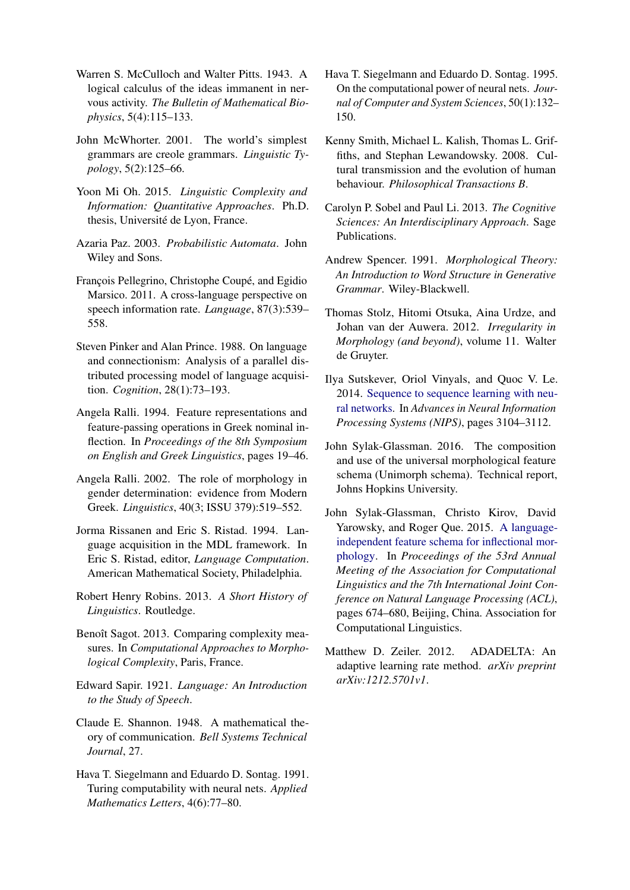Warren S. McCulloch and Walter Pitts. 1943. A logical calculus of the ideas immanent in nervous activity. *The Bulletin of Mathematical Biophysics*, 5(4):115–133.

John McWhorter. 2001. The world's simplest grammars are creole grammars. *Linguistic Typology*, 5(2):125–66.

Yoon Mi Oh. 2015. *Linguistic Complexity and Information: Quantitative Approaches*. Ph.D. thesis, Université de Lyon, France.

Azaria Paz. 2003. *Probabilistic Automata*. John Wiley and Sons.

François Pellegrino, Christophe Coupé, and Egidio Marsico. 2011. A cross-language perspective on speech information rate. *Language*, 87(3):539–558.

Steven Pinker and Alan Prince. 1988. On language and connectionism: Analysis of a parallel distributed processing model of language acquisition. *Cognition*, 28(1):73–193.

Angela Ralli. 1994. Feature representations and feature-passing operations in Greek nominal inflection. In *Proceedings of the 8th Symposium on English and Greek Linguistics*, pages 19–46.

Angela Ralli. 2002. The role of morphology in gender determination: evidence from Modern Greek. *Linguistics*, 40(3; ISSU 379):519–552.

Jorma Rissanen and Eric S. Ristad. 1994. Language acquisition in the MDL framework. In Eric S. Ristad, editor, *Language Computation*. American Mathematical Society, Philadelphia.

Robert Henry Robins. 2013. *A Short History of Linguistics*. Routledge.

Benoît Sagot. 2013. Comparing complexity measures. In *Computational Approaches to Morphological Complexity*, Paris, France.

Edward Sapir. 1921. *Language: An Introduction to the Study of Speech*.

Claude E. Shannon. 1948. A mathematical theory of communication. *Bell Systems Technical Journal*, 27.

Hava T. Siegelmann and Eduardo D. Sontag. 1991. Turing computability with neural nets. *Applied Mathematics Letters*, 4(6):77–80.

Hava T. Siegelmann and Eduardo D. Sontag. 1995. On the computational power of neural nets. *Journal of Computer and System Sciences*, 50(1):132–150.

Kenny Smith, Michael L. Kalish, Thomas L. Griffiths, and Stephan Lewandowsky. 2008. Cultural transmission and the evolution of human behaviour. *Philosophical Transactions B*.

Carolyn P. Sobel and Paul Li. 2013. *The Cognitive Sciences: An Interdisciplinary Approach*. Sage Publications.

Andrew Spencer. 1991. *Morphological Theory: An Introduction to Word Structure in Generative Grammar*. Wiley-Blackwell.

Thomas Stolz, Hitomi Otsuka, Aina Urdze, and Johan van der Auwera. 2012. *Irregularity in Morphology (and beyond)*, volume 11. Walter de Gruyter.

Ilya Sutskever, Oriol Vinyals, and Quoc V. Le. 2014. Sequence to sequence learning with neural networks. In *Advances in Neural Information Processing Systems (NIPS)*, pages 3104–3112.

John Sylak-Glassman. 2016. The composition and use of the universal morphological feature schema (Unimorph schema). Technical report, Johns Hopkins University.

John Sylak-Glassman, Christo Kirov, David Yarowsky, and Roger Que. 2015. A language-independent feature schema for inflectional morphology. In *Proceedings of the 53rd Annual Meeting of the Association for Computational Linguistics and the 7th International Joint Conference on Natural Language Processing (ACL)*, pages 674–680, Beijing, China. Association for Computational Linguistics.

Matthew D. Zeiler. 2012. ADADELTA: An adaptive learning rate method. *arXiv preprint arXiv:1212.5701v1*.